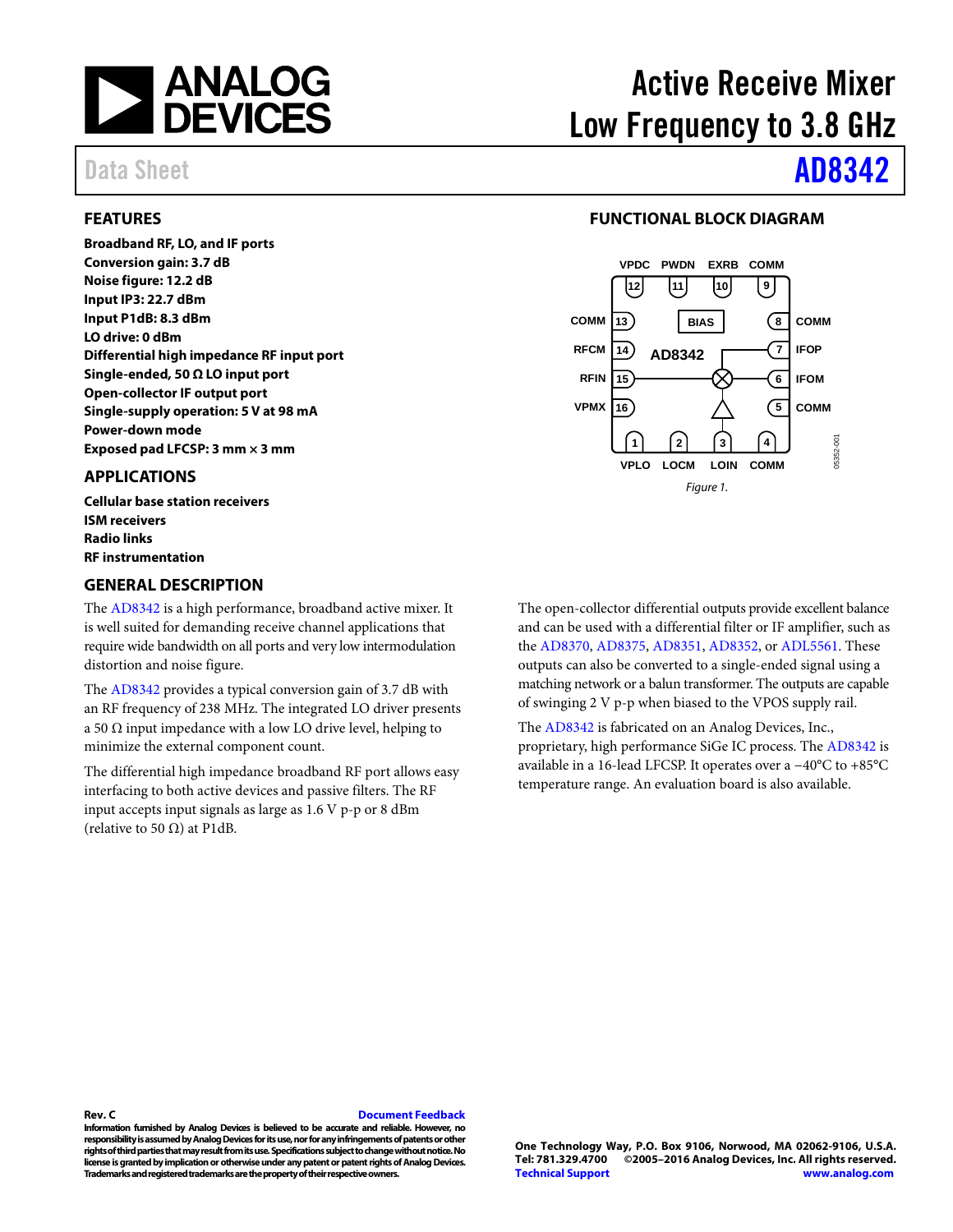# Active Receive Mixer Low Frequency to 3.8 GHz

Data Sheet **AD8342**

## FEATURES

**Broadband RF, LO, and IF ports**
**Conversion gain: 3.7 dB**
**Noise figure: 12.2 dB**
**Input IP3: 22.7 dBm**
**Input P1dB: 8.3 dBm**
**LO drive: 0 dBm**
**Differential high impedance RF input port**
**Single-ended, 50 Ω LO input port**
**Open-collector IF output port**
**Single-supply operation: 5 V at 98 mA**
**Power-down mode**
**Exposed pad LFCSP: 3 mm × 3 mm**

## APPLICATIONS

**Cellular base station receivers**
**ISM receivers**
**Radio links**
**RF instrumentation**

## FUNCTIONAL BLOCK DIAGRAM

VPDC PWDN EXRB COMM
12 11 10 9
COMM 13
BIAS
8 COMM
RFCM 14
AD8342
7 IFOP
RFIN 15
6 IFOM
VPMX 16
5 COMM
1 2 3 4
VPLO LOCM LOIN COMM
05352-001

*Figure 1.*

## GENERAL DESCRIPTION

The AD8342 is a high performance, broadband active mixer. It is well suited for demanding receive channel applications that require wide bandwidth on all ports and very low intermodulation distortion and noise figure.

The AD8342 provides a typical conversion gain of 3.7 dB with an RF frequency of 238 MHz. The integrated LO driver presents a 50 Ω input impedance with a low LO drive level, helping to minimize the external component count.

The differential high impedance broadband RF port allows easy interfacing to both active devices and passive filters. The RF input accepts input signals as large as 1.6 V p-p or 8 dBm (relative to 50 Ω) at P1dB.

The open-collector differential outputs provide excellent balance and can be used with a differential filter or IF amplifier, such as the AD8370, AD8375, AD8351, AD8352, or ADL5561. These outputs can also be converted to a single-ended signal using a matching network or a balun transformer. The outputs are capable of swinging 2 V p-p when biased to the VPOS supply rail.

The AD8342 is fabricated on an Analog Devices, Inc., proprietary, high performance SiGe IC process. The AD8342 is available in a 16-lead LFCSP. It operates over a −40°C to +85°C temperature range. An evaluation board is also available.

Rev. C Document Feedback

Information furnished by Analog Devices is believed to be accurate and reliable. However, no responsibility is assumed by Analog Devices for its use, nor for any infringements of patents or other rights of third parties that may result from its use. Specifications subject to change without notice. No license is granted by implication or otherwise under any patent or patent rights of Analog Devices. Trademarks and registered trademarks are the property of their respective owners.

One Technology Way, P.O. Box 9106, Norwood, MA 02062-9106, U.S.A.
Tel: 781.329.4700 ©2005–2016 Analog Devices, Inc. All rights reserved.
Technical Support www.analog.com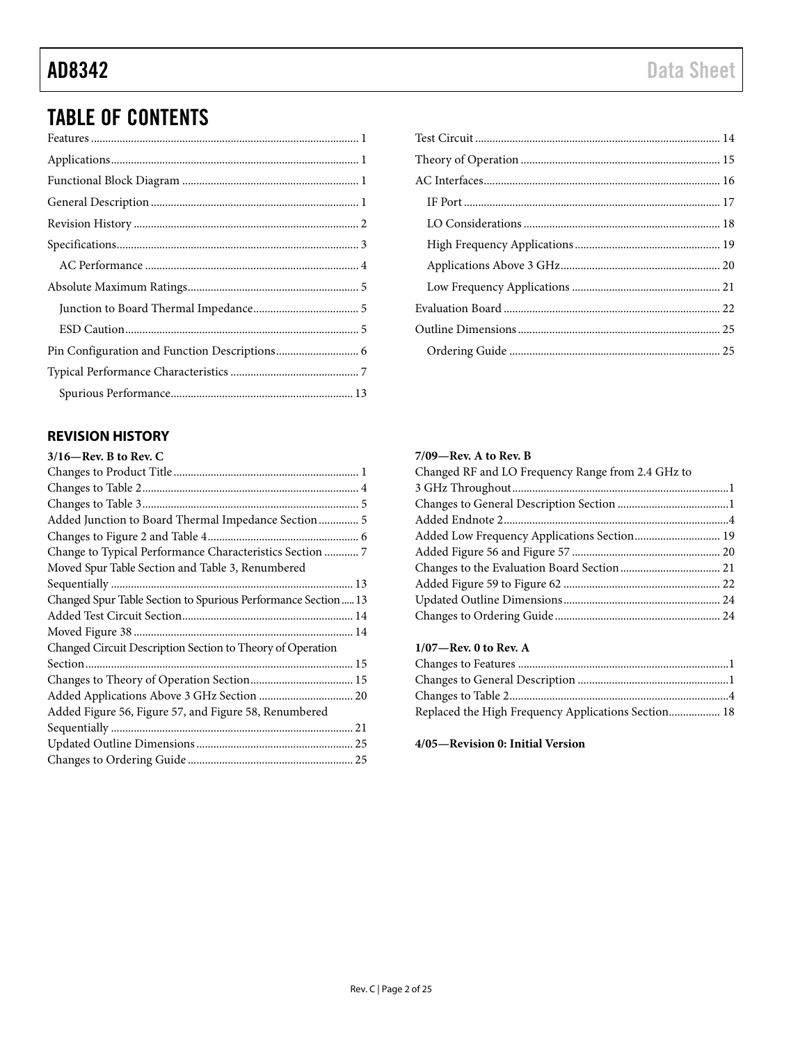# TABLE OF CONTENTS

Features ... 1
Applications ... 1
Functional Block Diagram ... 1
General Description ... 1
Revision History ... 2
Specifications ... 3
  AC Performance ... 4
Absolute Maximum Ratings ... 5
  Junction to Board Thermal Impedance ... 5
  ESD Caution ... 5
Pin Configuration and Function Descriptions ... 6
Typical Performance Characteristics ... 7
  Spurious Performance ... 13
Test Circuit ... 14
Theory of Operation ... 15
AC Interfaces ... 16
  IF Port ... 17
  LO Considerations ... 18
  High Frequency Applications ... 19
  Applications Above 3 GHz ... 20
  Low Frequency Applications ... 21
Evaluation Board ... 22
Outline Dimensions ... 25
  Ordering Guide ... 25

## REVISION HISTORY

**3/16—Rev. B to Rev. C**

Changes to Product Title ... 1
Changes to Table 2 ... 4
Changes to Table 3 ... 5
Added Junction to Board Thermal Impedance Section ... 5
Changes to Figure 2 and Table 4 ... 6
Change to Typical Performance Characteristics Section ... 7
Moved Spur Table Section and Table 3, Renumbered Sequentially ... 13
Changed Spur Table Section to Spurious Performance Section ... 13
Added Test Circuit Section ... 14
Moved Figure 38 ... 14
Changed Circuit Description Section to Theory of Operation Section ... 15
Changes to Theory of Operation Section ... 15
Added Applications Above 3 GHz Section ... 20
Added Figure 56, Figure 57, and Figure 58, Renumbered Sequentially ... 21
Updated Outline Dimensions ... 25
Changes to Ordering Guide ... 25

**7/09—Rev. A to Rev. B**

Changed RF and LO Frequency Range from 2.4 GHz to 3 GHz Throughout ... 1
Changes to General Description Section ... 1
Added Endnote 2 ... 4
Added Low Frequency Applications Section ... 19
Added Figure 56 and Figure 57 ... 20
Changes to the Evaluation Board Section ... 21
Added Figure 59 to Figure 62 ... 22
Updated Outline Dimensions ... 24
Changes to Ordering Guide ... 24

**1/07—Rev. 0 to Rev. A**

Changes to Features ... 1
Changes to General Description ... 1
Changes to Table 2 ... 4
Replaced the High Frequency Applications Section ... 18

**4/05—Revision 0: Initial Version**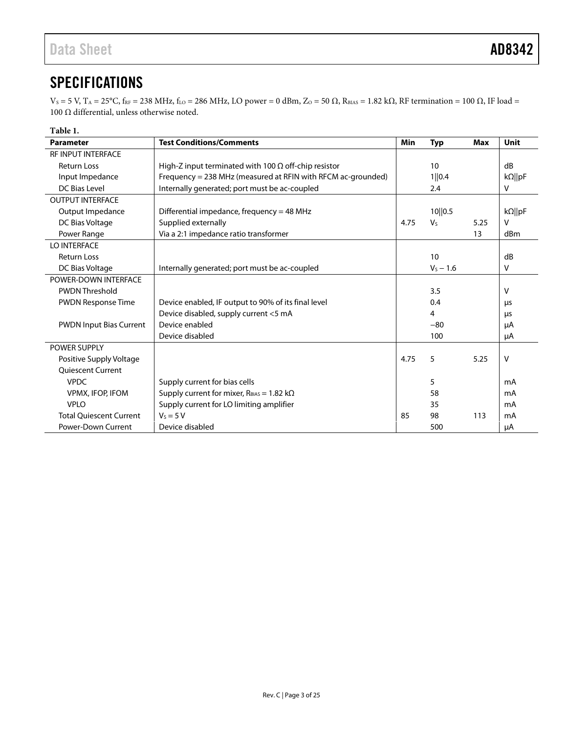## SPECIFICATIONS

$V_S$ = 5 V, $T_A$ = 25°C, $f_{RF}$ = 238 MHz, $f_{LO}$ = 286 MHz, LO power = 0 dBm, $Z_O$ = 50 Ω, $R_{BIAS}$ = 1.82 kΩ, RF termination = 100 Ω, IF load = 100 Ω differential, unless otherwise noted.

**Table 1.**

| Parameter | Test Conditions/Comments | Min | Typ | Max | Unit |
|---|---|---|---|---|---|
| RF INPUT INTERFACE | | | | | |
| Return Loss | High-Z input terminated with 100 Ω off-chip resistor | | 10 | | dB |
| Input Impedance | Frequency = 238 MHz (measured at RFIN with RFCM ac-grounded) | | 1‖0.4 | | kΩ‖pF |
| DC Bias Level | Internally generated; port must be ac-coupled | | 2.4 | | V |
| OUTPUT INTERFACE | | | | | |
| Output Impedance | Differential impedance, frequency = 48 MHz | | 10‖0.5 | | kΩ‖pF |
| DC Bias Voltage | Supplied externally | 4.75 | $V_S$ | 5.25 | V |
| Power Range | Via a 2:1 impedance ratio transformer | | | 13 | dBm |
| LO INTERFACE | | | | | |
| Return Loss | | | 10 | | dB |
| DC Bias Voltage | Internally generated; port must be ac-coupled | | $V_S$ − 1.6 | | V |
| POWER-DOWN INTERFACE | | | | | |
| PWDN Threshold | | | 3.5 | | V |
| PWDN Response Time | Device enabled, IF output to 90% of its final level | | 0.4 | | μs |
| | Device disabled, supply current <5 mA | | 4 | | μs |
| PWDN Input Bias Current | Device enabled | | −80 | | μA |
| | Device disabled | | 100 | | μA |
| POWER SUPPLY | | | | | |
| Positive Supply Voltage | | 4.75 | 5 | 5.25 | V |
| Quiescent Current | | | | | |
| VPDC | Supply current for bias cells | | 5 | | mA |
| VPMX, IFOP, IFOM | Supply current for mixer, $R_{BIAS}$ = 1.82 kΩ | | 58 | | mA |
| VPLO | Supply current for LO limiting amplifier | | 35 | | mA |
| Total Quiescent Current | $V_S$ = 5 V | 85 | 98 | 113 | mA |
| Power-Down Current | Device disabled | | 500 | | μA |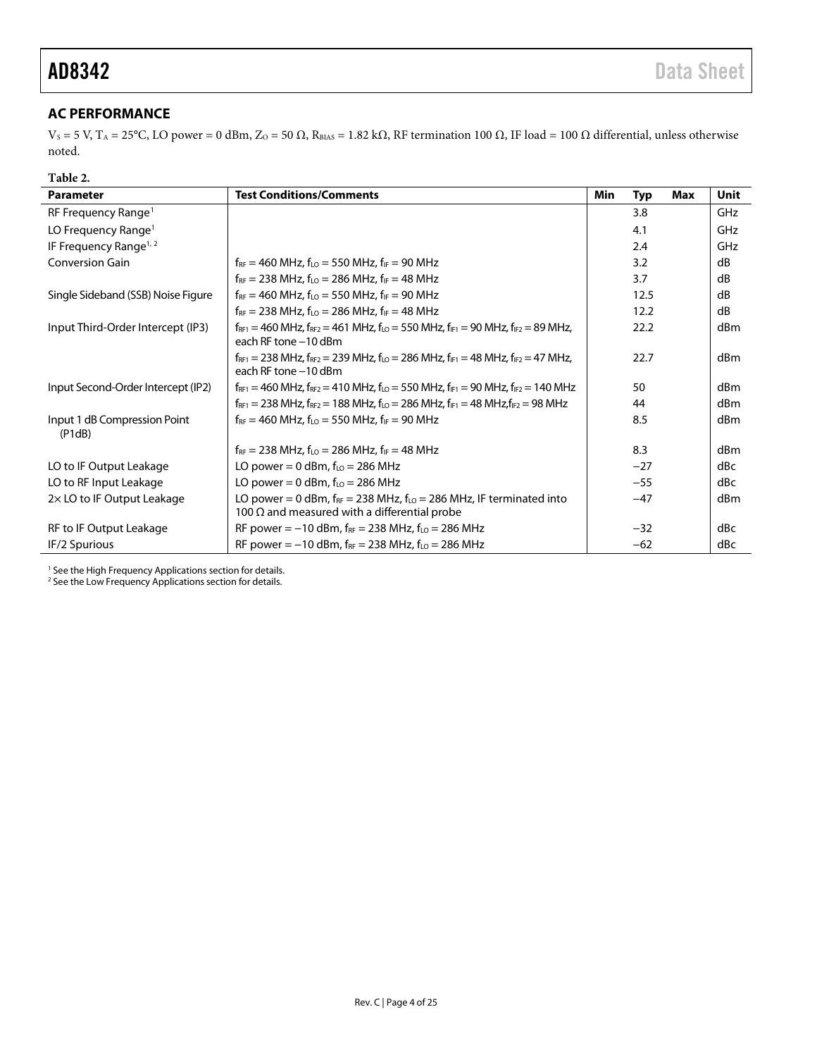## AC PERFORMANCE

$V_S$ = 5 V, $T_A$ = 25°C, LO power = 0 dBm, $Z_O$ = 50 Ω, $R_{BIAS}$ = 1.82 kΩ, RF termination 100 Ω, IF load = 100 Ω differential, unless otherwise noted.

**Table 2.**

| Parameter | Test Conditions/Comments | Min | Typ | Max | Unit |
|---|---|---|---|---|---|
| RF Frequency Range[1] | | | 3.8 | | GHz |
| LO Frequency Range[1] | | | 4.1 | | GHz |
| IF Frequency Range[1, 2] | | | 2.4 | | GHz |
| Conversion Gain | $f_{RF}$ = 460 MHz, $f_{LO}$ = 550 MHz, $f_{IF}$ = 90 MHz | | 3.2 | | dB |
| | $f_{RF}$ = 238 MHz, $f_{LO}$ = 286 MHz, $f_{IF}$ = 48 MHz | | 3.7 | | dB |
| Single Sideband (SSB) Noise Figure | $f_{RF}$ = 460 MHz, $f_{LO}$ = 550 MHz, $f_{IF}$ = 90 MHz | | 12.5 | | dB |
| | $f_{RF}$ = 238 MHz, $f_{LO}$ = 286 MHz, $f_{IF}$ = 48 MHz | | 12.2 | | dB |
| Input Third-Order Intercept (IP3) | $f_{RF1}$ = 460 MHz, $f_{RF2}$ = 461 MHz, $f_{LO}$ = 550 MHz, $f_{IF1}$ = 90 MHz, $f_{IF2}$ = 89 MHz, each RF tone −10 dBm | | 22.2 | | dBm |
| | $f_{RF1}$ = 238 MHz, $f_{RF2}$ = 239 MHz, $f_{LO}$ = 286 MHz, $f_{IF1}$ = 48 MHz, $f_{IF2}$ = 47 MHz, each RF tone −10 dBm | | 22.7 | | dBm |
| Input Second-Order Intercept (IP2) | $f_{RF1}$ = 460 MHz, $f_{RF2}$ = 410 MHz, $f_{LO}$ = 550 MHz, $f_{IF1}$ = 90 MHz, $f_{IF2}$ = 140 MHz | | 50 | | dBm |
| | $f_{RF1}$ = 238 MHz, $f_{RF2}$ = 188 MHz, $f_{LO}$ = 286 MHz, $f_{IF1}$ = 48 MHz, $f_{IF2}$ = 98 MHz | | 44 | | dBm |
| Input 1 dB Compression Point (P1dB) | $f_{RF}$ = 460 MHz, $f_{LO}$ = 550 MHz, $f_{IF}$ = 90 MHz | | 8.5 | | dBm |
| | $f_{RF}$ = 238 MHz, $f_{LO}$ = 286 MHz, $f_{IF}$ = 48 MHz | | 8.3 | | dBm |
| LO to IF Output Leakage | LO power = 0 dBm, $f_{LO}$ = 286 MHz | | −27 | | dBc |
| LO to RF Input Leakage | LO power = 0 dBm, $f_{LO}$ = 286 MHz | | −55 | | dBc |
| 2× LO to IF Output Leakage | LO power = 0 dBm, $f_{RF}$ = 238 MHz, $f_{LO}$ = 286 MHz, IF terminated into 100 Ω and measured with a differential probe | | −47 | | dBm |
| RF to IF Output Leakage | RF power = −10 dBm, $f_{RF}$ = 238 MHz, $f_{LO}$ = 286 MHz | | −32 | | dBc |
| IF/2 Spurious | RF power = −10 dBm, $f_{RF}$ = 238 MHz, $f_{LO}$ = 286 MHz | | −62 | | dBc |

[1] See the High Frequency Applications section for details.
[2] See the Low Frequency Applications section for details.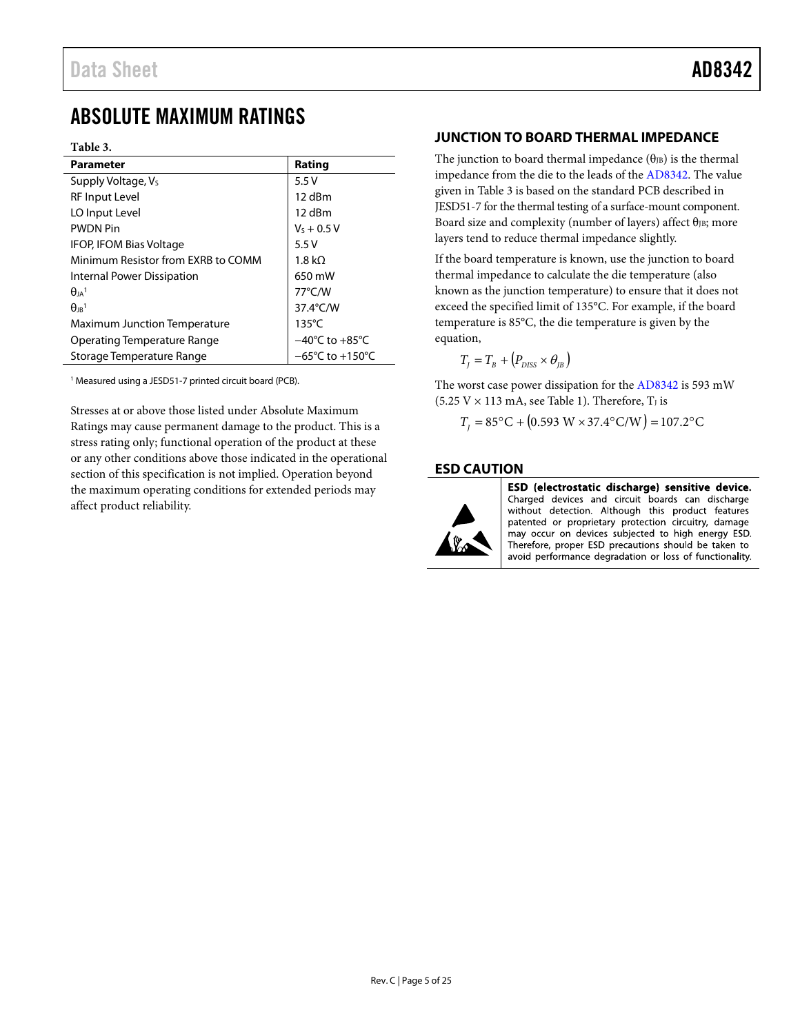## ABSOLUTE MAXIMUM RATINGS

**Table 3.**

| Parameter | Rating |
|---|---|
| Supply Voltage, $V_S$ | 5.5 V |
| RF Input Level | 12 dBm |
| LO Input Level | 12 dBm |
| PWDN Pin | $V_S$ + 0.5 V |
| IFOP, IFOM Bias Voltage | 5.5 V |
| Minimum Resistor from EXRB to COMM | 1.8 kΩ |
| Internal Power Dissipation | 650 mW |
| $\theta_{JA}$[1] | 77°C/W |
| $\theta_{JB}$[1] | 37.4°C/W |
| Maximum Junction Temperature | 135°C |
| Operating Temperature Range | −40°C to +85°C |
| Storage Temperature Range | −65°C to +150°C |

[1] Measured using a JESD51-7 printed circuit board (PCB).

Stresses at or above those listed under Absolute Maximum Ratings may cause permanent damage to the product. This is a stress rating only; functional operation of the product at these or any other conditions above those indicated in the operational section of this specification is not implied. Operation beyond the maximum operating conditions for extended periods may affect product reliability.

### JUNCTION TO BOARD THERMAL IMPEDANCE

The junction to board thermal impedance ($\theta_{JB}$) is the thermal impedance from the die to the leads of the AD8342. The value given in Table 3 is based on the standard PCB described in JESD51-7 for the thermal testing of a surface-mount component. Board size and complexity (number of layers) affect $\theta_{JB}$; more layers tend to reduce thermal impedance slightly.

If the board temperature is known, use the junction to board thermal impedance to calculate the die temperature (also known as the junction temperature) to ensure that it does not exceed the specified limit of 135°C. For example, if the board temperature is 85°C, the die temperature is given by the equation,

$$T_J = T_B + (P_{DISS} \times \theta_{JB})$$

The worst case power dissipation for the AD8342 is 593 mW (5.25 V × 113 mA, see Table 1). Therefore, $T_J$ is

$$T_J = 85°\text{C} + (0.593 \text{ W} \times 37.4°\text{C/W}) = 107.2°\text{C}$$

### ESD CAUTION

**ESD (electrostatic discharge) sensitive device.** Charged devices and circuit boards can discharge without detection. Although this product features patented or proprietary protection circuitry, damage may occur on devices subjected to high energy ESD. Therefore, proper ESD precautions should be taken to avoid performance degradation or loss of functionality.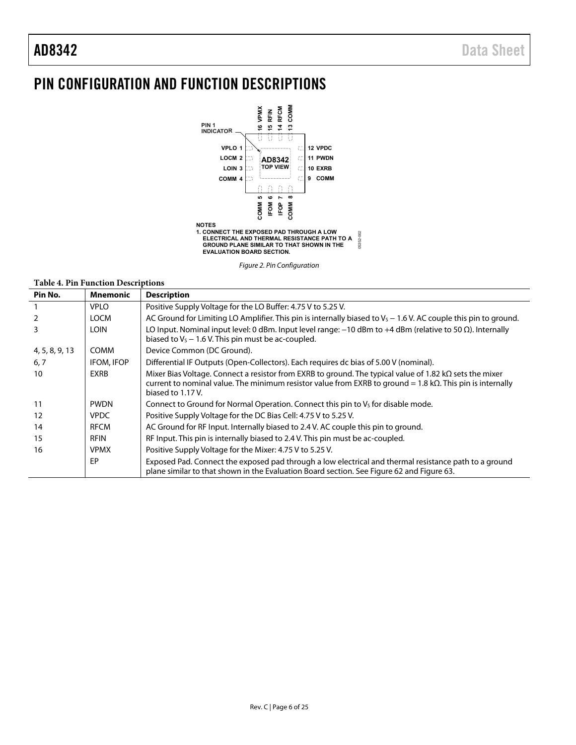# PIN CONFIGURATION AND FUNCTION DESCRIPTIONS

PIN 1 INDICATOR

16 VPMX
15 RFIN
14 RFCM
13 COMM

VPLO 1
LOCM 2
LOIN 3
COMM 4

AD8342
TOP VIEW

12 VPDC
11 PWDN
10 EXRB
9 COMM

COMM 5
IFOM 6
IFOP 7
COMM 8

NOTES
1. CONNECT THE EXPOSED PAD THROUGH A LOW ELECTRICAL AND THERMAL RESISTANCE PATH TO A GROUND PLANE SIMILAR TO THAT SHOWN IN THE EVALUATION BOARD SECTION.

05352-002

*Figure 2. Pin Configuration*

**Table 4. Pin Function Descriptions**

| Pin No. | Mnemonic | Description |
|---|---|---|
| 1 | VPLO | Positive Supply Voltage for the LO Buffer: 4.75 V to 5.25 V. |
| 2 | LOCM | AC Ground for Limiting LO Amplifier. This pin is internally biased to $V_S$ − 1.6 V. AC couple this pin to ground. |
| 3 | LOIN | LO Input. Nominal input level: 0 dBm. Input level range: −10 dBm to +4 dBm (relative to 50 Ω). Internally biased to $V_S$ − 1.6 V. This pin must be ac-coupled. |
| 4, 5, 8, 9, 13 | COMM | Device Common (DC Ground). |
| 6, 7 | IFOM, IFOP | Differential IF Outputs (Open-Collectors). Each requires dc bias of 5.00 V (nominal). |
| 10 | EXRB | Mixer Bias Voltage. Connect a resistor from EXRB to ground. The typical value of 1.82 kΩ sets the mixer current to nominal value. The minimum resistor value from EXRB to ground = 1.8 kΩ. This pin is internally biased to 1.17 V. |
| 11 | PWDN | Connect to Ground for Normal Operation. Connect this pin to $V_S$ for disable mode. |
| 12 | VPDC | Positive Supply Voltage for the DC Bias Cell: 4.75 V to 5.25 V. |
| 14 | RFCM | AC Ground for RF Input. Internally biased to 2.4 V. AC couple this pin to ground. |
| 15 | RFIN | RF Input. This pin is internally biased to 2.4 V. This pin must be ac-coupled. |
| 16 | VPMX | Positive Supply Voltage for the Mixer: 4.75 V to 5.25 V. |
| | EP | Exposed Pad. Connect the exposed pad through a low electrical and thermal resistance path to a ground plane similar to that shown in the Evaluation Board section. See Figure 62 and Figure 63. |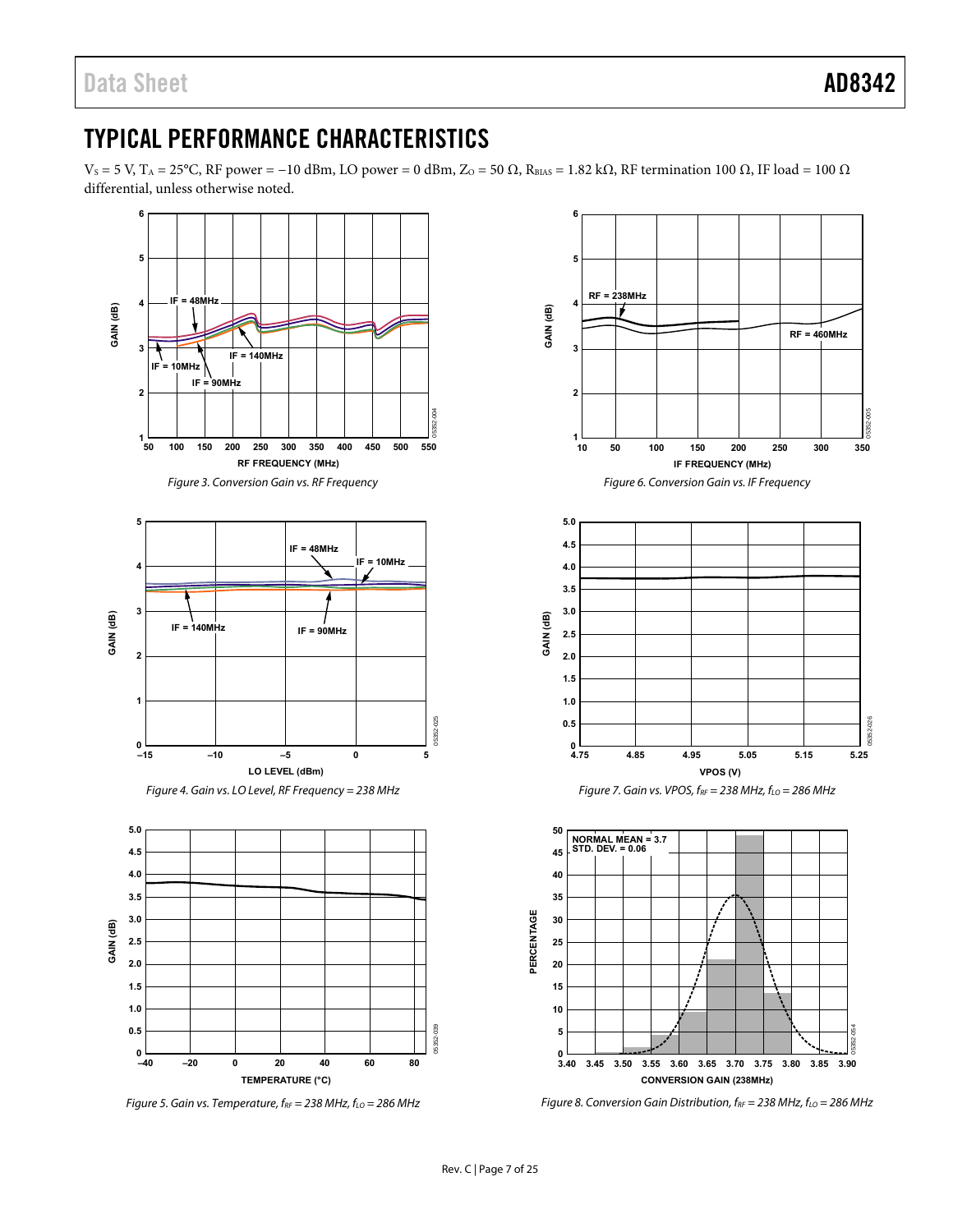# TYPICAL PERFORMANCE CHARACTERISTICS

$V_S$ = 5 V, $T_A$ = 25°C, RF power = −10 dBm, LO power = 0 dBm, $Z_O$ = 50 Ω, $R_{BIAS}$ = 1.82 kΩ, RF termination 100 Ω, IF load = 100 Ω differential, unless otherwise noted.

GAIN (dB)
6
5
4
3
2
1
50 100 150 200 250 300 350 400 450 500 550
RF FREQUENCY (MHz)
IF = 48MHz
IF = 140MHz
IF = 10MHz
IF = 90MHz
05352-004

*Figure 3. Conversion Gain vs. RF Frequency*

GAIN (dB)
6
5
4
3
2
1
10 50 100 150 200 250 300 350
IF FREQUENCY (MHz)
RF = 238MHz
RF = 460MHz
05352-005

*Figure 6. Conversion Gain vs. IF Frequency*

GAIN (dB)
5
4
3
2
1
0
–15 –10 –5 0 5
LO LEVEL (dBm)
IF = 48MHz
IF = 10MHz
IF = 140MHz
IF = 90MHz
05352-025

*Figure 4. Gain vs. LO Level, RF Frequency = 238 MHz*

GAIN (dB)
5.0
4.5
4.0
3.5
3.0
2.5
2.0
1.5
1.0
0.5
0
4.75 4.85 4.95 5.05 5.15 5.25
VPOS (V)
05352-026

*Figure 7. Gain vs. VPOS, $f_{RF}$ = 238 MHz, $f_{LO}$ = 286 MHz*

GAIN (dB)
5.0
4.5
4.0
3.5
3.0
2.5
2.0
1.5
1.0
0.5
0
–40 –20 0 20 40 60 80
TEMPERATURE (°C)
05352-039

*Figure 5. Gain vs. Temperature, $f_{RF}$ = 238 MHz, $f_{LO}$ = 286 MHz*

PERCENTAGE
50
45
40
35
30
25
20
15
10
5
0
3.40 3.45 3.50 3.55 3.60 3.65 3.70 3.75 3.80 3.85 3.90
CONVERSION GAIN (238MHz)
NORMAL MEAN = 3.7
STD. DEV. = 0.06
05352-054

*Figure 8. Conversion Gain Distribution, $f_{RF}$ = 238 MHz, $f_{LO}$ = 286 MHz*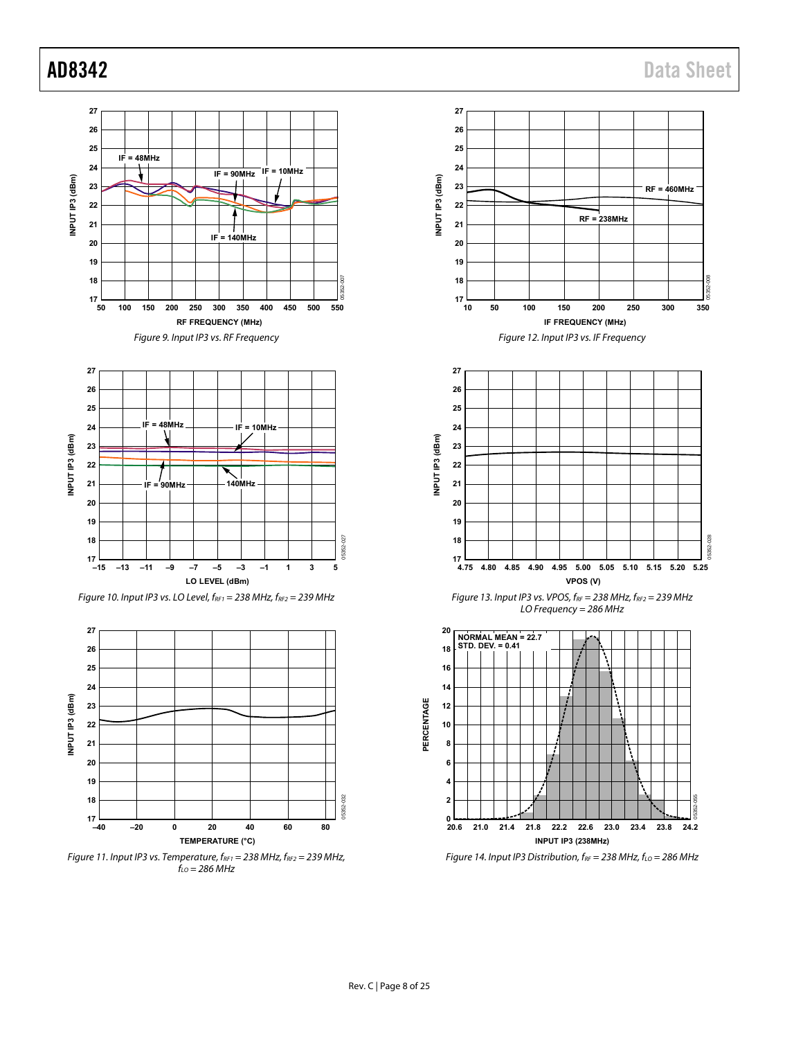27
26
25
24
23
22
21
20
19
18
17

INPUT IP3 (dBm)

50 100 150 200 250 300 350 400 450 500 550

RF FREQUENCY (MHz)

IF = 48MHz
IF = 90MHz
IF = 10MHz
IF = 140MHz

05352-007

*Figure 9. Input IP3 vs. RF Frequency*

27
26
25
24
23
22
21
20
19
18
17

INPUT IP3 (dBm)

–15 –13 –11 –9 –7 –5 –3 –1 1 3 5

LO LEVEL (dBm)

IF = 48MHz
IF = 10MHz
IF = 90MHz
140MHz

05352-027

*Figure 10. Input IP3 vs. LO Level, $f_{RF1}$ = 238 MHz, $f_{RF2}$ = 239 MHz*

27
26
25
24
23
22
21
20
19
18
17

INPUT IP3 (dBm)

–40 –20 0 20 40 60 80

TEMPERATURE (°C)

05352-032

*Figure 11. Input IP3 vs. Temperature, $f_{RF1}$ = 238 MHz, $f_{RF2}$ = 239 MHz, $f_{LO}$ = 286 MHz*

27
26
25
24
23
22
21
20
19
18
17

INPUT IP3 (dBm)

10 50 100 150 200 250 300 350

IF FREQUENCY (MHz)

RF = 460MHz
RF = 238MHz

05352-008

*Figure 12. Input IP3 vs. IF Frequency*

27
26
25
24
23
22
21
20
19
18
17

INPUT IP3 (dBm)

4.75 4.80 4.85 4.90 4.95 5.00 5.05 5.10 5.15 5.20 5.25

VPOS (V)

05352-028

*Figure 13. Input IP3 vs. VPOS, $f_{RF}$ = 238 MHz, $f_{RF2}$ = 239 MHz LO Frequency = 286 MHz*

20
18
16
14
12
10
8
6
4
2
0

PERCENTAGE

20.6 21.0 21.4 21.8 22.2 22.6 23.0 23.4 23.8 24.2

INPUT IP3 (238MHz)

NORMAL MEAN = 22.7
STD. DEV. = 0.41

05352-055

*Figure 14. Input IP3 Distribution, $f_{RF}$ = 238 MHz, $f_{LO}$ = 286 MHz*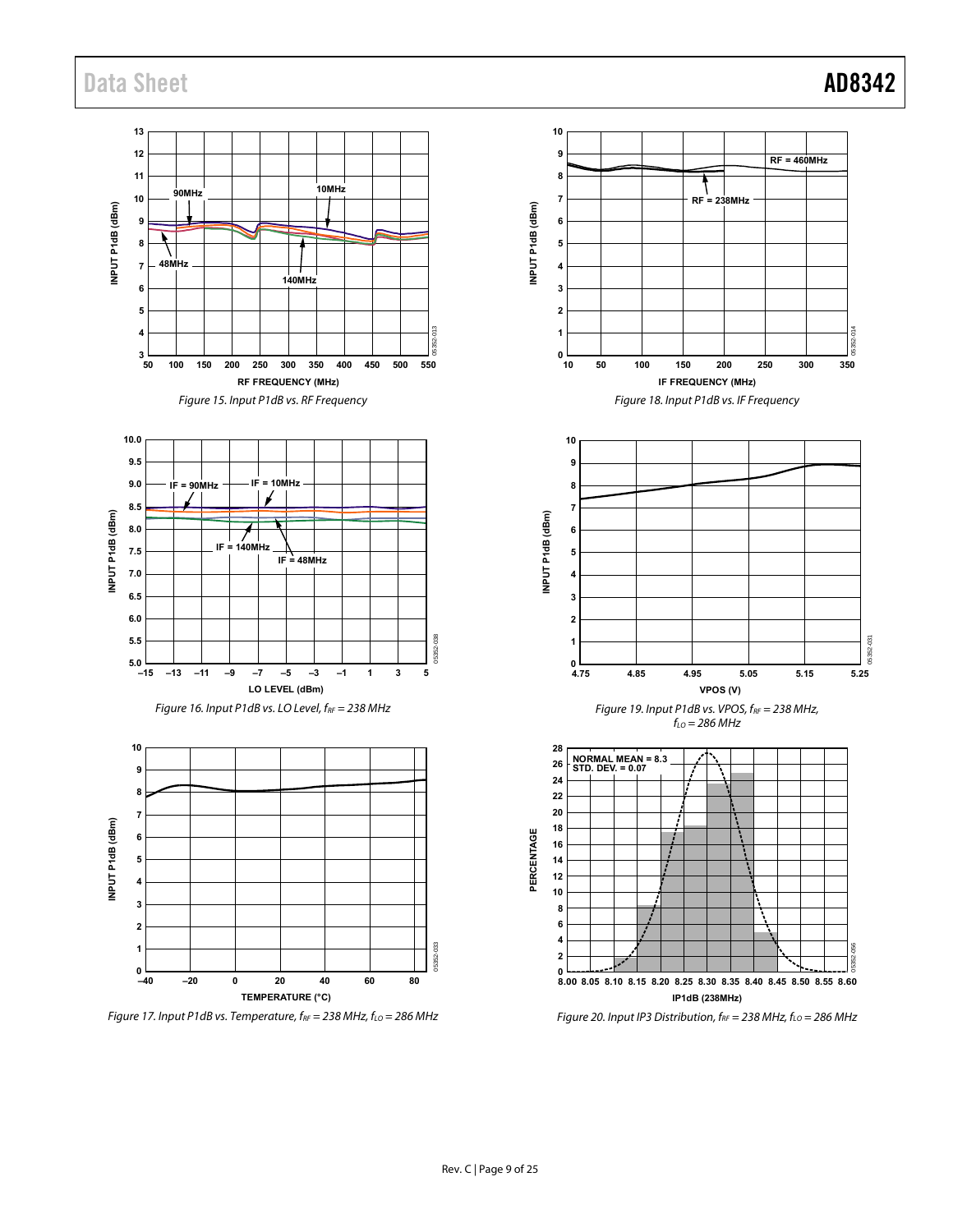Figure 15. Input P1dB vs. RF Frequency

Figure 16. Input P1dB vs. LO Level, $f_{RF}$ = 238 MHz

Figure 17. Input P1dB vs. Temperature, $f_{RF}$ = 238 MHz, $f_{LO}$ = 286 MHz

Figure 18. Input P1dB vs. IF Frequency

Figure 19. Input P1dB vs. VPOS, $f_{RF}$ = 238 MHz, $f_{LO}$ = 286 MHz

Figure 20. Input IP3 Distribution, $f_{RF}$ = 238 MHz, $f_{LO}$ = 286 MHz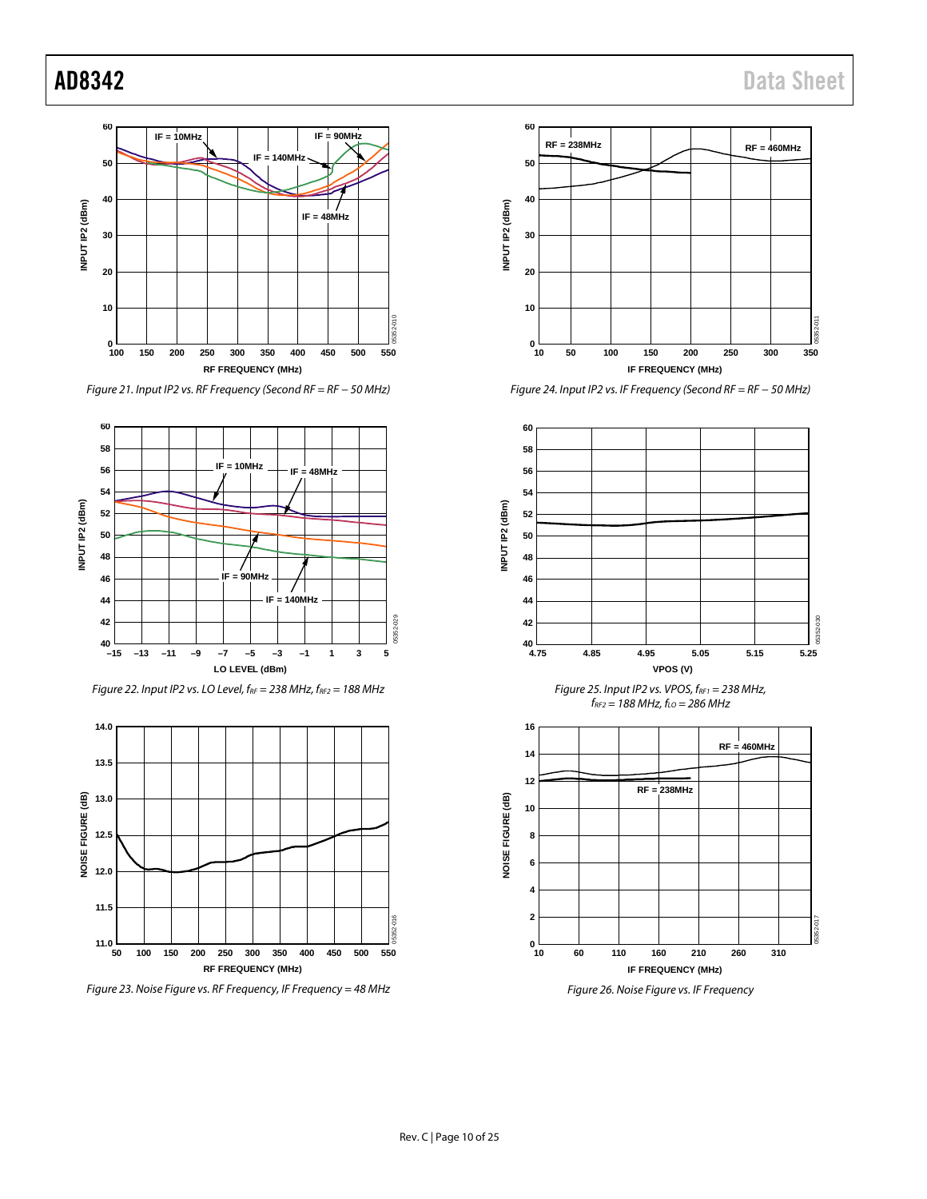Figure 21. Input IP2 vs. RF Frequency (Second RF = RF − 50 MHz)

Figure 22. Input IP2 vs. LO Level, $f_{RF}$ = 238 MHz, $f_{RF2}$ = 188 MHz

Figure 23. Noise Figure vs. RF Frequency, IF Frequency = 48 MHz

Figure 24. Input IP2 vs. IF Frequency (Second RF = RF − 50 MHz)

Figure 25. Input IP2 vs. VPOS, $f_{RF1}$ = 238 MHz, $f_{RF2}$ = 188 MHz, $f_{LO}$ = 286 MHz

Figure 26. Noise Figure vs. IF Frequency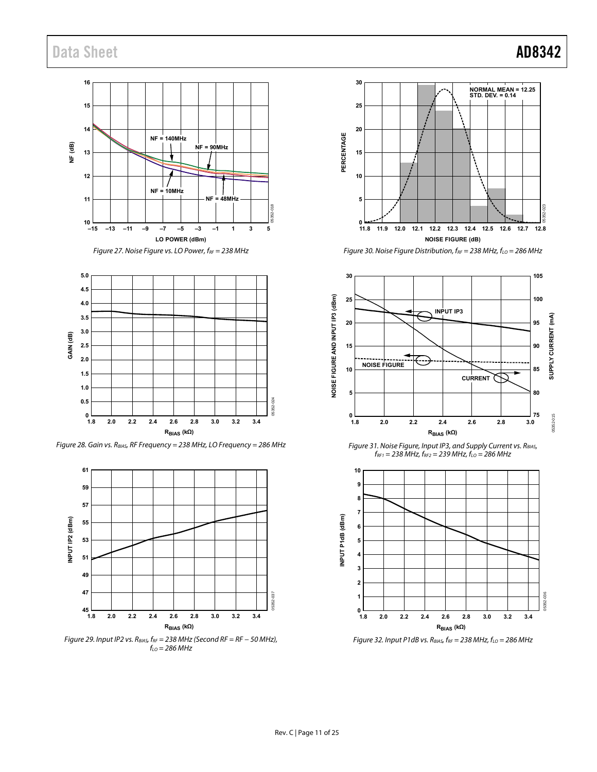Figure 27. Noise Figure vs. LO Power, $f_{RF}$ = 238 MHz

Figure 28. Gain vs. $R_{BIAS}$, RF Frequency = 238 MHz, LO Frequency = 286 MHz

Figure 29. Input IP2 vs. $R_{BIAS}$, $f_{RF}$ = 238 MHz (Second RF = RF − 50 MHz), $f_{LO}$ = 286 MHz

Figure 30. Noise Figure Distribution, $f_{RF}$ = 238 MHz, $f_{LO}$ = 286 MHz

Figure 31. Noise Figure, Input IP3, and Supply Current vs. $R_{BIAS}$, $f_{RF1}$ = 238 MHz, $f_{RF2}$ = 239 MHz, $f_{LO}$ = 286 MHz

Figure 32. Input P1dB vs. $R_{BIAS}$, $f_{RF}$ = 238 MHz, $f_{LO}$ = 286 MHz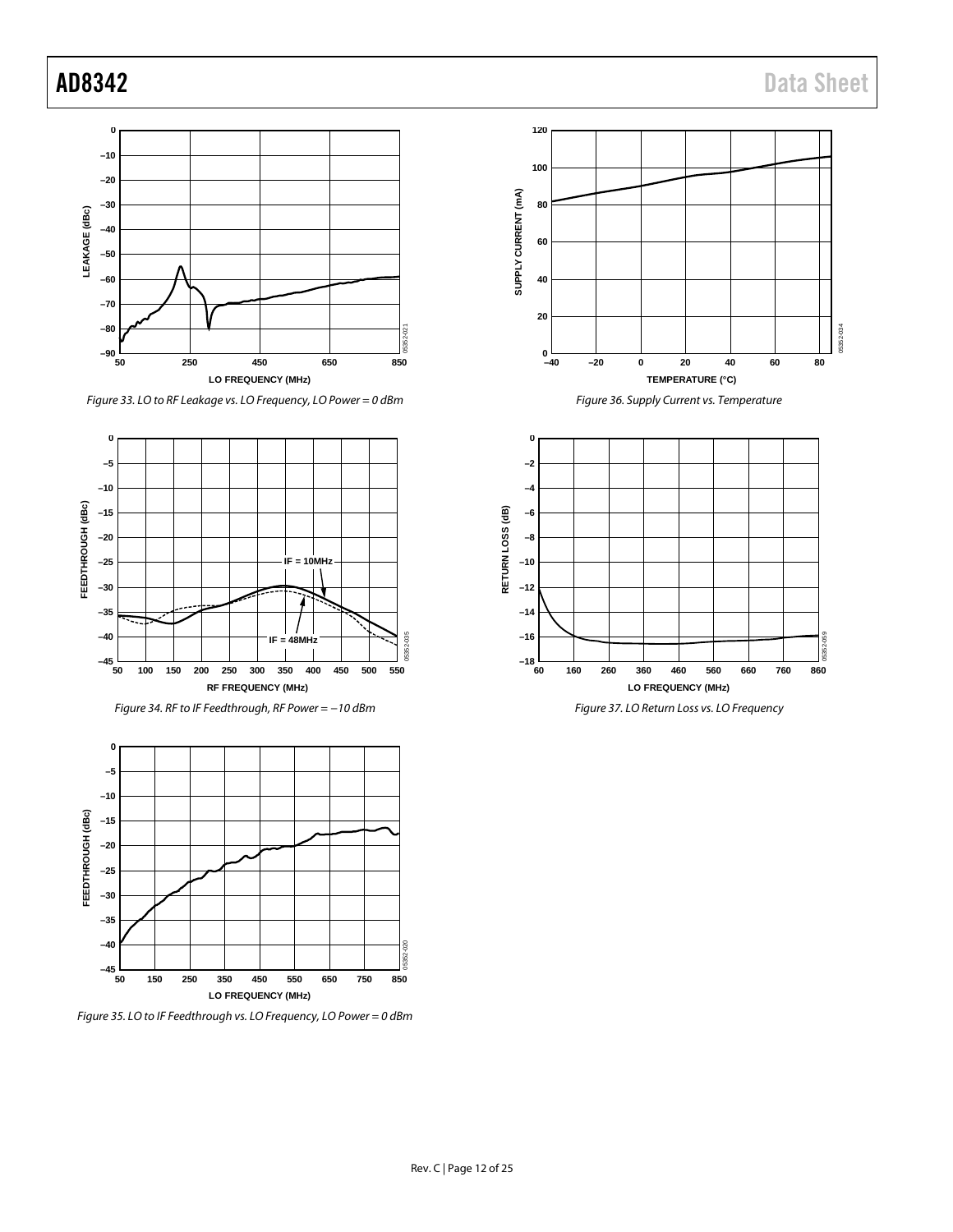0
−10
−20
−30
−40
−50
−60
−70
−80
−90
LEAKAGE (dBc)
50
250
450
650
850
LO FREQUENCY (MHz)
05352-021

Figure 33. LO to RF Leakage vs. LO Frequency, LO Power = 0 dBm

0
−5
−10
−15
−20
−25
−30
−35
−40
−45
FEEDTHROUGH (dBc)
50
100
150
200
250
300
350
400
450
500
550
RF FREQUENCY (MHz)
IF = 10MHz
IF = 48MHz
05352-035

Figure 34. RF to IF Feedthrough, RF Power = −10 dBm

0
−5
−10
−15
−20
−25
−30
−35
−40
−45
FEEDTHROUGH (dBc)
50
150
250
350
450
550
650
750
850
LO FREQUENCY (MHz)
05352-020

Figure 35. LO to IF Feedthrough vs. LO Frequency, LO Power = 0 dBm

120
100
80
60
40
20
0
SUPPLY CURRENT (mA)
−40
−20
0
20
40
60
80
TEMPERATURE (°C)
05352-034

Figure 36. Supply Current vs. Temperature

0
−2
−4
−6
−8
−10
−12
−14
−16
−18
RETURN LOSS (dB)
60
160
260
360
460
560
660
760
860
LO FREQUENCY (MHz)
05352-059

Figure 37. LO Return Loss vs. LO Frequency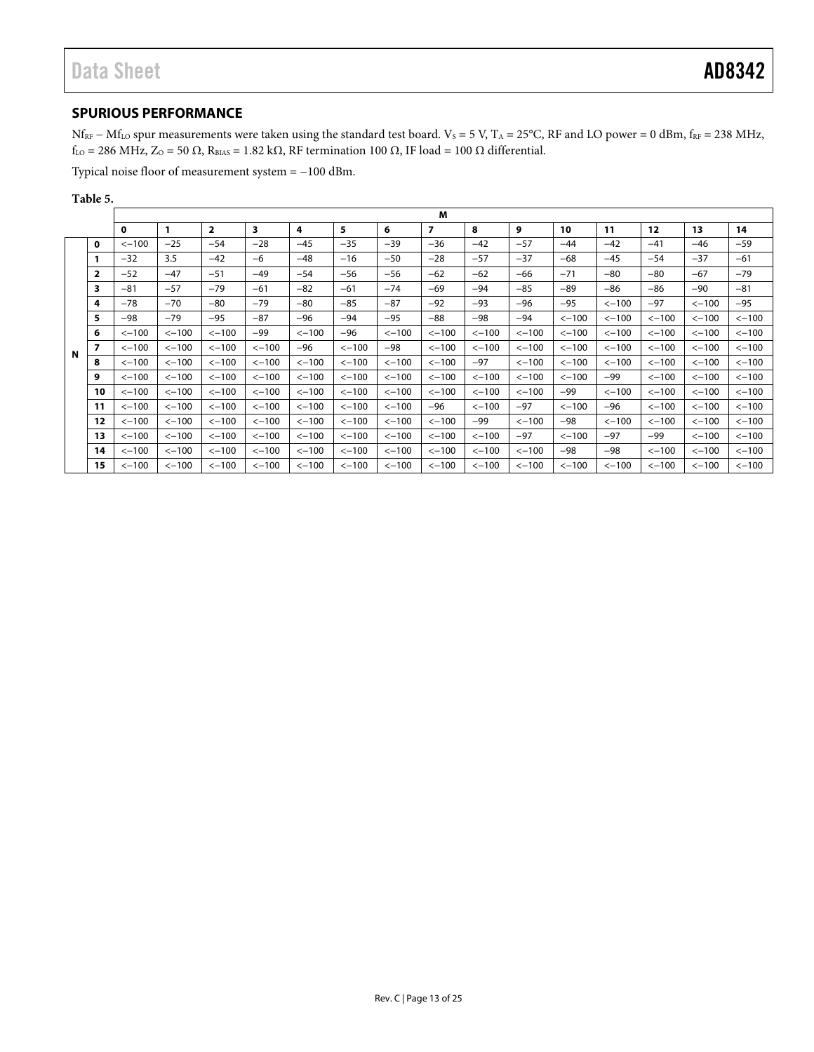## SPURIOUS PERFORMANCE

$Nf_{RF} – Mf_{LO}$ spur measurements were taken using the standard test board. $V_S$ = 5 V, $T_A$ = 25°C, RF and LO power = 0 dBm, $f_{RF}$ = 238 MHz, $f_{LO}$ = 286 MHz, $Z_O$ = 50 Ω, $R_{BIAS}$ = 1.82 kΩ, RF termination 100 Ω, IF load = 100 Ω differential.

Typical noise floor of measurement system = −100 dBm.

**Table 5.**

| | | M | | | | | | | | | | | | | | |
|---|---|---|---|---|---|---|---|---|---|---|---|---|---|---|---|---|
| | | **0** | **1** | **2** | **3** | **4** | **5** | **6** | **7** | **8** | **9** | **10** | **11** | **12** | **13** | **14** |
| **N** | **0** | <−100 | −25 | −54 | −28 | −45 | −35 | −39 | −36 | −42 | −57 | −44 | −42 | −41 | −46 | −59 |
| | **1** | −32 | 3.5 | −42 | −6 | −48 | −16 | −50 | −28 | −57 | −37 | −68 | −45 | −54 | −37 | −61 |
| | **2** | −52 | −47 | −51 | −49 | −54 | −56 | −56 | −62 | −62 | −66 | −71 | −80 | −80 | −67 | −79 |
| | **3** | −81 | −57 | −79 | −61 | −82 | −61 | −74 | −69 | −94 | −85 | −89 | −86 | −86 | −90 | −81 |
| | **4** | −78 | −70 | −80 | −79 | −80 | −85 | −87 | −92 | −93 | −96 | −95 | <−100 | −97 | <−100 | −95 |
| | **5** | −98 | −79 | −95 | −87 | −96 | −94 | −95 | −88 | −98 | −94 | <−100 | <−100 | <−100 | <−100 | <−100 |
| | **6** | <−100 | <−100 | <−100 | −99 | <−100 | −96 | <−100 | <−100 | <−100 | <−100 | <−100 | <−100 | <−100 | <−100 | <−100 |
| | **7** | <−100 | <−100 | <−100 | <−100 | −96 | <−100 | −98 | <−100 | <−100 | <−100 | <−100 | <−100 | <−100 | <−100 | <−100 |
| | **8** | <−100 | <−100 | <−100 | <−100 | <−100 | <−100 | <−100 | <−100 | −97 | <−100 | <−100 | <−100 | <−100 | <−100 | <−100 |
| | **9** | <−100 | <−100 | <−100 | <−100 | <−100 | <−100 | <−100 | <−100 | <−100 | <−100 | <−100 | −99 | <−100 | <−100 | <−100 |
| | **10** | <−100 | <−100 | <−100 | <−100 | <−100 | <−100 | <−100 | <−100 | <−100 | <−100 | −99 | <−100 | <−100 | <−100 | <−100 |
| | **11** | <−100 | <−100 | <−100 | <−100 | <−100 | <−100 | <−100 | −96 | <−100 | −97 | <−100 | −96 | <−100 | <−100 | <−100 |
| | **12** | <−100 | <−100 | <−100 | <−100 | <−100 | <−100 | <−100 | <−100 | −99 | <−100 | −98 | <−100 | <−100 | <−100 | <−100 |
| | **13** | <−100 | <−100 | <−100 | <−100 | <−100 | <−100 | <−100 | <−100 | <−100 | −97 | <−100 | −97 | −99 | <−100 | <−100 |
| | **14** | <−100 | <−100 | <−100 | <−100 | <−100 | <−100 | <−100 | <−100 | <−100 | <−100 | −98 | −98 | <−100 | <−100 | <−100 |
| | **15** | <−100 | <−100 | <−100 | <−100 | <−100 | <−100 | <−100 | <−100 | <−100 | <−100 | <−100 | <−100 | <−100 | <−100 | <−100 |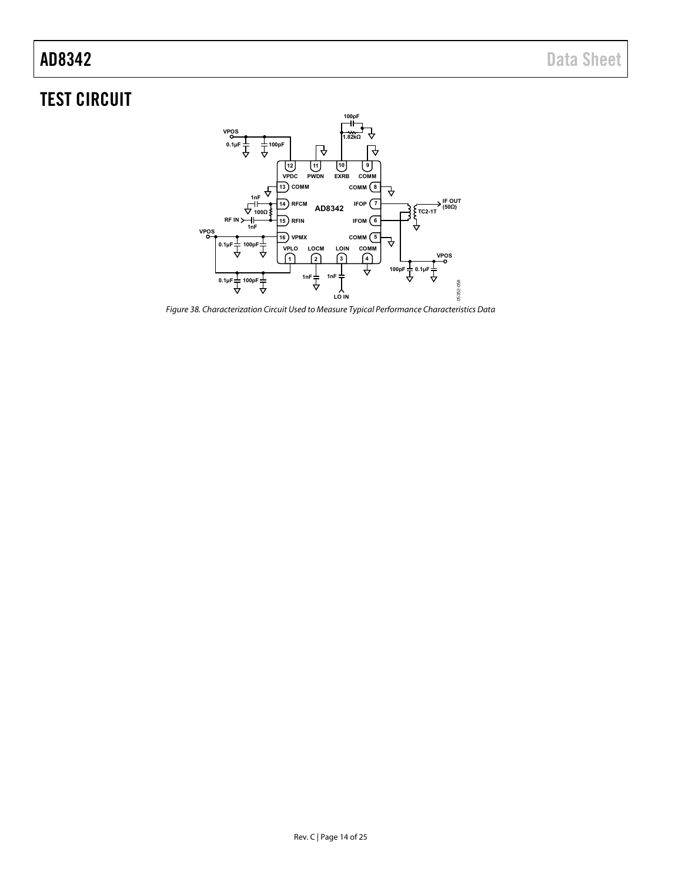# TEST CIRCUIT

VPOS
0.1µF
100pF
100pF
1.82kΩ
12 VPDC
11 PWDN
10 EXRB
9 COMM
13 COMM
COMM 8
1nF
14 RFCM
100Ω
AD8342
IFOP 7
IF OUT (50Ω)
TC2-1T
RF IN
15 RFIN
1nF
IFOM 6
VPOS
16 VPMX
0.1µF
100pF
COMM 5
VPLO 1
LOCM 2
LOIN 3
COMM 4
VPOS
100pF
0.1µF
1nF
1nF
0.1µF
100pF
LO IN
05352-058

Figure 38. Characterization Circuit Used to Measure Typical Performance Characteristics Data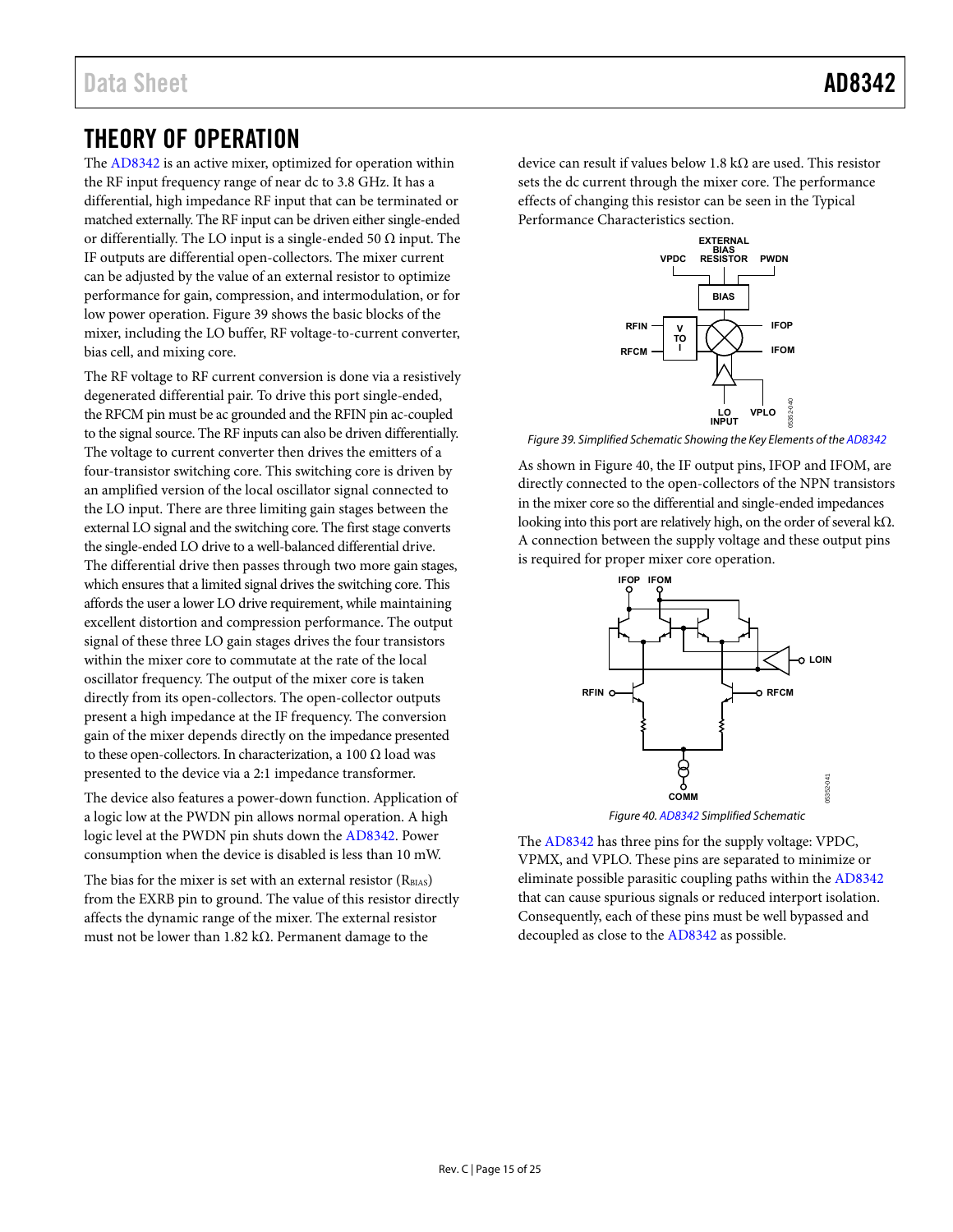# THEORY OF OPERATION

The AD8342 is an active mixer, optimized for operation within the RF input frequency range of near dc to 3.8 GHz. It has a differential, high impedance RF input that can be terminated or matched externally. The RF input can be driven either single-ended or differentially. The LO input is a single-ended 50 Ω input. The IF outputs are differential open-collectors. The mixer current can be adjusted by the value of an external resistor to optimize performance for gain, compression, and intermodulation, or for low power operation. Figure 39 shows the basic blocks of the mixer, including the LO buffer, RF voltage-to-current converter, bias cell, and mixing core.

The RF voltage to RF current conversion is done via a resistively degenerated differential pair. To drive this port single-ended, the RFCM pin must be ac grounded and the RFIN pin ac-coupled to the signal source. The RF inputs can also be driven differentially. The voltage to current converter then drives the emitters of a four-transistor switching core. This switching core is driven by an amplified version of the local oscillator signal connected to the LO input. There are three limiting gain stages between the external LO signal and the switching core. The first stage converts the single-ended LO drive to a well-balanced differential drive. The differential drive then passes through two more gain stages, which ensures that a limited signal drives the switching core. This affords the user a lower LO drive requirement, while maintaining excellent distortion and compression performance. The output signal of these three LO gain stages drives the four transistors within the mixer core to commutate at the rate of the local oscillator frequency. The output of the mixer core is taken directly from its open-collectors. The open-collector outputs present a high impedance at the IF frequency. The conversion gain of the mixer depends directly on the impedance presented to these open-collectors. In characterization, a 100 Ω load was presented to the device via a 2:1 impedance transformer.

The device also features a power-down function. Application of a logic low at the PWDN pin allows normal operation. A high logic level at the PWDN pin shuts down the AD8342. Power consumption when the device is disabled is less than 10 mW.

The bias for the mixer is set with an external resistor ($R_{BIAS}$) from the EXRB pin to ground. The value of this resistor directly affects the dynamic range of the mixer. The external resistor must not be lower than 1.82 kΩ. Permanent damage to the device can result if values below 1.8 kΩ are used. This resistor sets the dc current through the mixer core. The performance effects of changing this resistor can be seen in the Typical Performance Characteristics section.

EXTERNAL BIAS RESISTOR
VPDC
PWDN
BIAS
RFIN
RFCM
V TO I
IFOP
IFOM
LO INPUT
VPLO
05352-040

*Figure 39. Simplified Schematic Showing the Key Elements of the AD8342*

As shown in Figure 40, the IF output pins, IFOP and IFOM, are directly connected to the open-collectors of the NPN transistors in the mixer core so the differential and single-ended impedances looking into this port are relatively high, on the order of several kΩ. A connection between the supply voltage and these output pins is required for proper mixer core operation.

IFOP
IFOM
LOIN
RFIN
RFCM
COMM
05352-041

*Figure 40. AD8342 Simplified Schematic*

The AD8342 has three pins for the supply voltage: VPDC, VPMX, and VPLO. These pins are separated to minimize or eliminate possible parasitic coupling paths within the AD8342 that can cause spurious signals or reduced interport isolation. Consequently, each of these pins must be well bypassed and decoupled as close to the AD8342 as possible.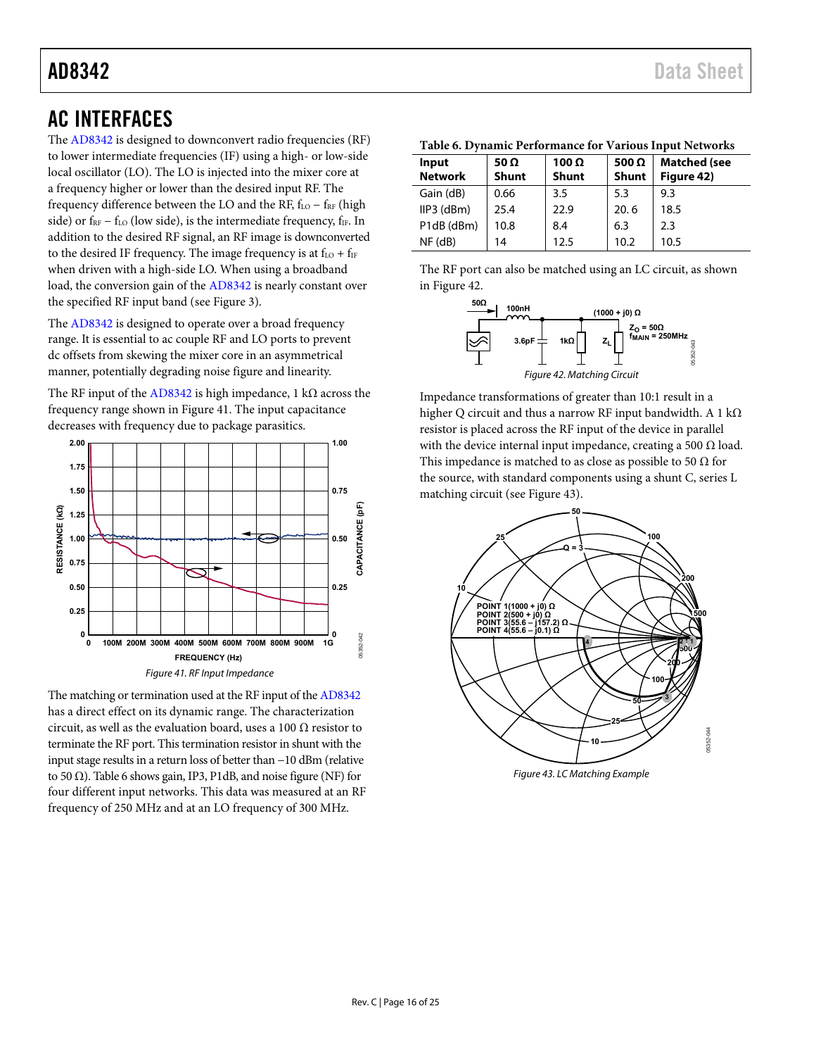# AC INTERFACES

The AD8342 is designed to downconvert radio frequencies (RF) to lower intermediate frequencies (IF) using a high- or low-side local oscillator (LO). The LO is injected into the mixer core at a frequency higher or lower than the desired input RF. The frequency difference between the LO and the RF, $f_{LO} - f_{RF}$ (high side) or $f_{RF} - f_{LO}$ (low side), is the intermediate frequency, $f_{IF}$. In addition to the desired RF signal, an RF image is downconverted to the desired IF frequency. The image frequency is at $f_{LO} + f_{IF}$ when driven with a high-side LO. When using a broadband load, the conversion gain of the AD8342 is nearly constant over the specified RF input band (see Figure 3).

The AD8342 is designed to operate over a broad frequency range. It is essential to ac couple RF and LO ports to prevent dc offsets from skewing the mixer core in an asymmetrical manner, potentially degrading noise figure and linearity.

The RF input of the AD8342 is high impedance, 1 kΩ across the frequency range shown in Figure 41. The input capacitance decreases with frequency due to package parasitics.

RESISTANCE (kΩ)
2.00
1.75
1.50
1.25
1.00
0.75
0.50
0.25
0
CAPACITANCE (pF)
1.00
0.75
0.50
0.25
0
0
100M
200M
300M
400M
500M
600M
700M
800M
900M
1G
FREQUENCY (Hz)
05352-042

*Figure 41. RF Input Impedance*

The matching or termination used at the RF input of the AD8342 has a direct effect on its dynamic range. The characterization circuit, as well as the evaluation board, uses a 100 Ω resistor to terminate the RF port. This termination resistor in shunt with the input stage results in a return loss of better than −10 dBm (relative to 50 Ω). Table 6 shows gain, IP3, P1dB, and noise figure (NF) for four different input networks. This data was measured at an RF frequency of 250 MHz and at an LO frequency of 300 MHz.

**Table 6. Dynamic Performance for Various Input Networks**

| Input Network | 50 Ω Shunt | 100 Ω Shunt | 500 Ω Shunt | Matched (see Figure 42) |
|---|---|---|---|---|
| Gain (dB) | 0.66 | 3.5 | 5.3 | 9.3 |
| IIP3 (dBm) | 25.4 | 22.9 | 20. 6 | 18.5 |
| P1dB (dBm) | 10.8 | 8.4 | 6.3 | 2.3 |
| NF (dB) | 14 | 12.5 | 10.2 | 10.5 |

The RF port can also be matched using an LC circuit, as shown in Figure 42.

50Ω
100nH
3.6pF
1kΩ
$Z_L$
(1000 + j0) Ω
$Z_O$ = 50Ω
$f_{MAIN}$ = 250MHz
05352-043

*Figure 42. Matching Circuit*

Impedance transformations of greater than 10:1 result in a higher Q circuit and thus a narrow RF input bandwidth. A 1 kΩ resistor is placed across the RF input of the device in parallel with the device internal input impedance, creating a 500 Ω load. This impedance is matched to as close as possible to 50 Ω for the source, with standard components using a shunt C, series L matching circuit (see Figure 43).

50
25
100
Q = 3
200
10
POINT 1(1000 + j0) Ω
POINT 2(500 + j0) Ω
POINT 3(55.6 – j157.2) Ω
POINT 4(55.6 – j0.1) Ω
500
500
200
100
50
25
10
05352-044

*Figure 43. LC Matching Example*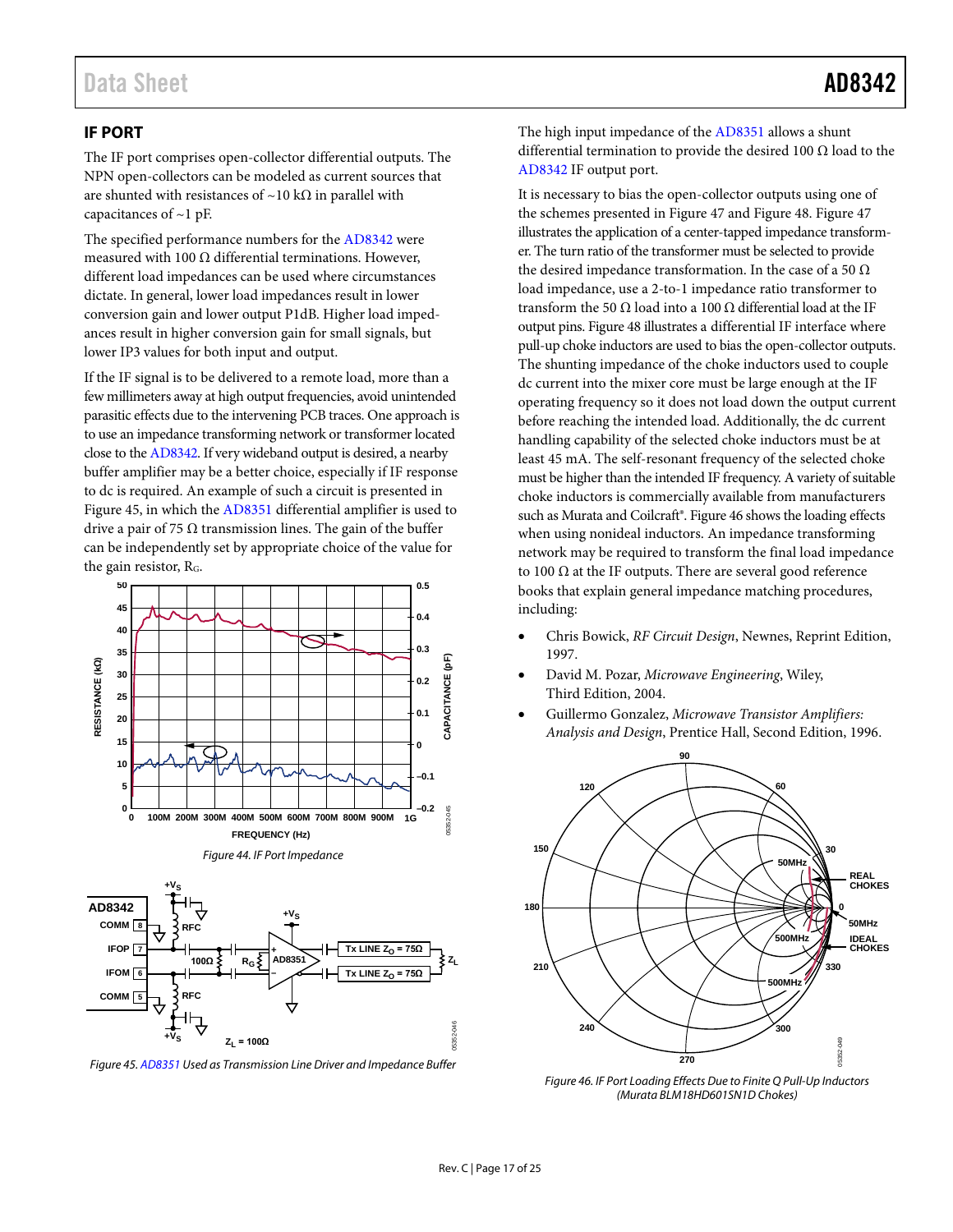## IF PORT

The IF port comprises open-collector differential outputs. The NPN open-collectors can be modeled as current sources that are shunted with resistances of ~10 kΩ in parallel with capacitances of ~1 pF.

The specified performance numbers for the AD8342 were measured with 100 Ω differential terminations. However, different load impedances can be used where circumstances dictate. In general, lower load impedances result in lower conversion gain and lower output P1dB. Higher load impedances result in higher conversion gain for small signals, but lower IP3 values for both input and output.

If the IF signal is to be delivered to a remote load, more than a few millimeters away at high output frequencies, avoid unintended parasitic effects due to the intervening PCB traces. One approach is to use an impedance transforming network or transformer located close to the AD8342. If very wideband output is desired, a nearby buffer amplifier may be a better choice, especially if IF response to dc is required. An example of such a circuit is presented in Figure 45, in which the AD8351 differential amplifier is used to drive a pair of 75 Ω transmission lines. The gain of the buffer can be independently set by appropriate choice of the value for the gain resistor, $R_G$.

RESISTANCE (kΩ)
0
5
10
15
20
25
30
35
40
45
50

CAPACITANCE (pF)
–0.2
–0.1
0
0.1
0.2
0.3
0.4
0.5

FREQUENCY (Hz)
0
100M
200M
300M
400M
500M
600M
700M
800M
900M
1G

05352-045

Figure 44. IF Port Impedance

AD8342
COMM 8
IFOP 7
IFOM 6
COMM 5
+$V_S$
+$V_S$
RFC
RFC
100Ω
$R_G$
+$V_S$
AD8351
Tx LINE $Z_O$ = 75Ω
Tx LINE $Z_O$ = 75Ω
$Z_L$
$Z_L$ = 100Ω

05352-046

Figure 45. AD8351 Used as Transmission Line Driver and Impedance Buffer

The high input impedance of the AD8351 allows a shunt differential termination to provide the desired 100 Ω load to the AD8342 IF output port.

It is necessary to bias the open-collector outputs using one of the schemes presented in Figure 47 and Figure 48. Figure 47 illustrates the application of a center-tapped impedance transformer. The turn ratio of the transformer must be selected to provide the desired impedance transformation. In the case of a 50 Ω load impedance, use a 2-to-1 impedance ratio transformer to transform the 50 Ω load into a 100 Ω differential load at the IF output pins. Figure 48 illustrates a differential IF interface where pull-up choke inductors are used to bias the open-collector outputs. The shunting impedance of the choke inductors used to couple dc current into the mixer core must be large enough at the IF operating frequency so it does not load down the output current before reaching the intended load. Additionally, the dc current handling capability of the selected choke inductors must be at least 45 mA. The self-resonant frequency of the selected choke must be higher than the intended IF frequency. A variety of suitable choke inductors is commercially available from manufacturers such as Murata and Coilcraft®. Figure 46 shows the loading effects when using nonideal inductors. An impedance transforming network may be required to transform the final load impedance to 100 Ω at the IF outputs. There are several good reference books that explain general impedance matching procedures, including:

- Chris Bowick, *RF Circuit Design*, Newnes, Reprint Edition, 1997.
- David M. Pozar, *Microwave Engineering*, Wiley, Third Edition, 2004.
- Guillermo Gonzalez, *Microwave Transistor Amplifiers: Analysis and Design*, Prentice Hall, Second Edition, 1996.

90
60
30
0
330
300
270
240
210
180
150
120
50MHz
500MHz
500MHz
50MHz
REAL CHOKES
IDEAL CHOKES

05352-049

Figure 46. IF Port Loading Effects Due to Finite Q Pull-Up Inductors (Murata BLM18HD601SN1D Chokes)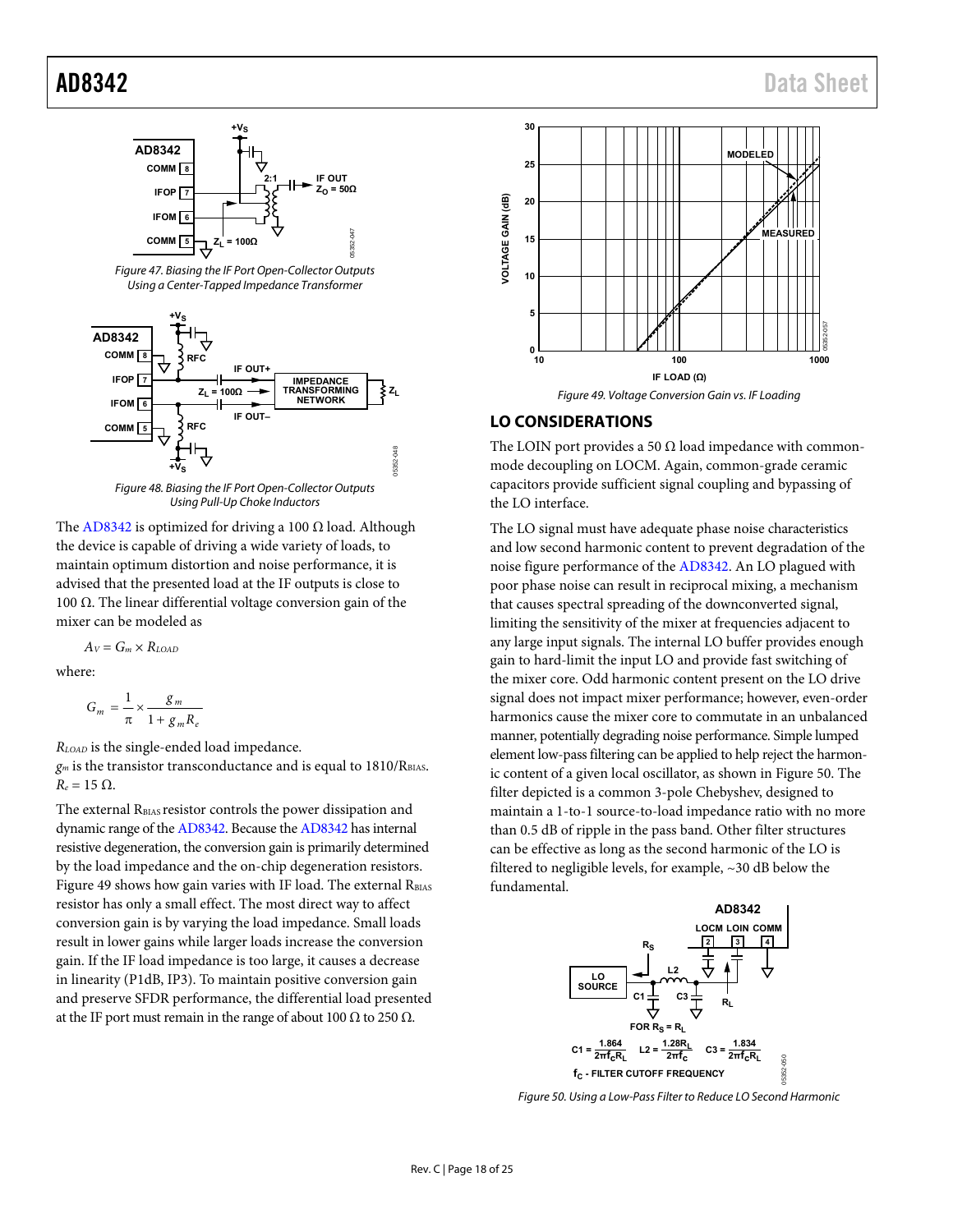AD8342
COMM 8
IFOP 7
IFOM 6
COMM 5
+VS
2:1
IF OUT
ZO = 50Ω
ZL = 100Ω
05352-047

Figure 47. Biasing the IF Port Open-Collector Outputs Using a Center-Tapped Impedance Transformer

+VS
AD8342
COMM 8
IFOP 7
IFOM 6
COMM 5
RFC
IF OUT+
ZL = 100Ω
IF OUT–
IMPEDANCE TRANSFORMING NETWORK
ZL
RFC
+VS
05352-048

Figure 48. Biasing the IF Port Open-Collector Outputs Using Pull-Up Choke Inductors

The AD8342 is optimized for driving a 100 Ω load. Although the device is capable of driving a wide variety of loads, to maintain optimum distortion and noise performance, it is advised that the presented load at the IF outputs is close to 100 Ω. The linear differential voltage conversion gain of the mixer can be modeled as

$$A_V = G_m \times R_{LOAD}$$

where:

$$G_m = \frac{1}{\pi} \times \frac{g_m}{1 + g_m R_e}$$

$R_{LOAD}$ is the single-ended load impedance.
$g_m$ is the transistor transconductance and is equal to $1810/R_{BIAS}$.
$R_e = 15\ \Omega$.

The external $R_{BIAS}$ resistor controls the power dissipation and dynamic range of the AD8342. Because the AD8342 has internal resistive degeneration, the conversion gain is primarily determined by the load impedance and the on-chip degeneration resistors. Figure 49 shows how gain varies with IF load. The external $R_{BIAS}$ resistor has only a small effect. The most direct way to affect conversion gain is by varying the load impedance. Small loads result in lower gains while larger loads increase the conversion gain. If the IF load impedance is too large, it causes a decrease in linearity (P1dB, IP3). To maintain positive conversion gain and preserve SFDR performance, the differential load presented at the IF port must remain in the range of about 100 Ω to 250 Ω.

VOLTAGE GAIN (dB)
30
25
20
15
10
5
0
10
100
1000
IF LOAD (Ω)
MODELED
MEASURED
05352-057

Figure 49. Voltage Conversion Gain vs. IF Loading

## LO CONSIDERATIONS

The LOIN port provides a 50 Ω load impedance with common-mode decoupling on LOCM. Again, common-grade ceramic capacitors provide sufficient signal coupling and bypassing of the LO interface.

The LO signal must have adequate phase noise characteristics and low second harmonic content to prevent degradation of the noise figure performance of the AD8342. An LO plagued with poor phase noise can result in reciprocal mixing, a mechanism that causes spectral spreading of the downconverted signal, limiting the sensitivity of the mixer at frequencies adjacent to any large input signals. The internal LO buffer provides enough gain to hard-limit the input LO and provide fast switching of the mixer core. Odd harmonic content present on the LO drive signal does not impact mixer performance; however, even-order harmonics cause the mixer core to commutate in an unbalanced manner, potentially degrading noise performance. Simple lumped element low-pass filtering can be applied to help reject the harmonic content of a given local oscillator, as shown in Figure 50. The filter depicted is a common 3-pole Chebyshev, designed to maintain a 1-to-1 source-to-load impedance ratio with no more than 0.5 dB of ripple in the pass band. Other filter structures can be effective as long as the second harmonic of the LO is filtered to negligible levels, for example, ~30 dB below the fundamental.

AD8342
LOCM LOIN COMM
2 3 4
RS
LO SOURCE
L2
C1
C3
RL
FOR $R_S = R_L$

$C1 = \frac{1.864}{2\pi f_C R_L}$ $L2 = \frac{1.28 R_L}{2\pi f_C}$ $C3 = \frac{1.834}{2\pi f_C R_L}$

$f_C$ - FILTER CUTOFF FREQUENCY
05352-050

Figure 50. Using a Low-Pass Filter to Reduce LO Second Harmonic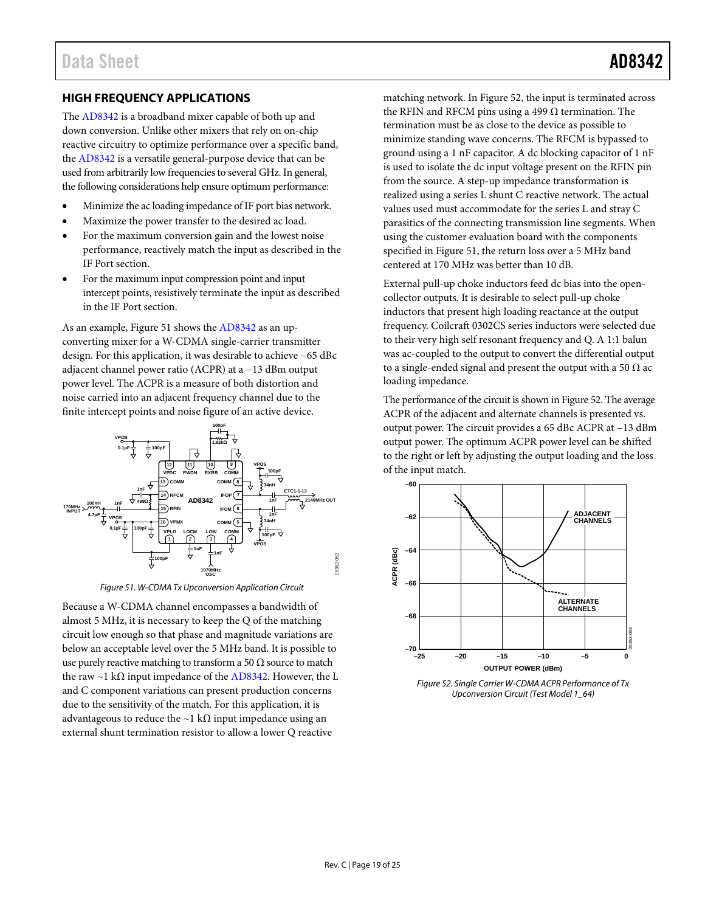## HIGH FREQUENCY APPLICATIONS

The AD8342 is a broadband mixer capable of both up and down conversion. Unlike other mixers that rely on on-chip reactive circuitry to optimize performance over a specific band, the AD8342 is a versatile general-purpose device that can be used from arbitrarily low frequencies to several GHz. In general, the following considerations help ensure optimum performance:

- Minimize the ac loading impedance of IF port bias network.
- Maximize the power transfer to the desired ac load.
- For the maximum conversion gain and the lowest noise performance, reactively match the input as described in the IF Port section.
- For the maximum input compression point and input intercept points, resistively terminate the input as described in the IF Port section.

As an example, Figure 51 shows the AD8342 as an up-converting mixer for a W-CDMA single-carrier transmitter design. For this application, it was desirable to achieve −65 dBc adjacent channel power ratio (ACPR) at a −13 dBm output power level. The ACPR is a measure of both distortion and noise carried into an adjacent frequency channel due to the finite intercept points and noise figure of an active device.

Figure 51. W-CDMA Tx Upconversion Application Circuit

Because a W-CDMA channel encompasses a bandwidth of almost 5 MHz, it is necessary to keep the Q of the matching circuit low enough so that phase and magnitude variations are below an acceptable level over the 5 MHz band. It is possible to use purely reactive matching to transform a 50 Ω source to match the raw ~1 kΩ input impedance of the AD8342. However, the L and C component variations can present production concerns due to the sensitivity of the match. For this application, it is advantageous to reduce the ~1 kΩ input impedance using an external shunt termination resistor to allow a lower Q reactive matching network. In Figure 52, the input is terminated across the RFIN and RFCM pins using a 499 Ω termination. The termination must be as close to the device as possible to minimize standing wave concerns. The RFCM is bypassed to ground using a 1 nF capacitor. A dc blocking capacitor of 1 nF is used to isolate the dc input voltage present on the RFIN pin from the source. A step-up impedance transformation is realized using a series L shunt C reactive network. The actual values used must accommodate for the series L and stray C parasitics of the connecting transmission line segments. When using the customer evaluation board with the components specified in Figure 51, the return loss over a 5 MHz band centered at 170 MHz was better than 10 dB.

External pull-up choke inductors feed dc bias into the open-collector outputs. It is desirable to select pull-up choke inductors that present high loading reactance at the output frequency. Coilcraft 0302CS series inductors were selected due to their very high self resonant frequency and Q. A 1:1 balun was ac-coupled to the output to convert the differential output to a single-ended signal and present the output with a 50 Ω ac loading impedance.

The performance of the circuit is shown in Figure 52. The average ACPR of the adjacent and alternate channels is presented vs. output power. The circuit provides a 65 dBc ACPR at −13 dBm output power. The optimum ACPR power level can be shifted to the right or left by adjusting the output loading and the loss of the input match.

Figure 52. Single Carrier W-CDMA ACPR Performance of Tx Upconversion Circuit (Test Model 1_64)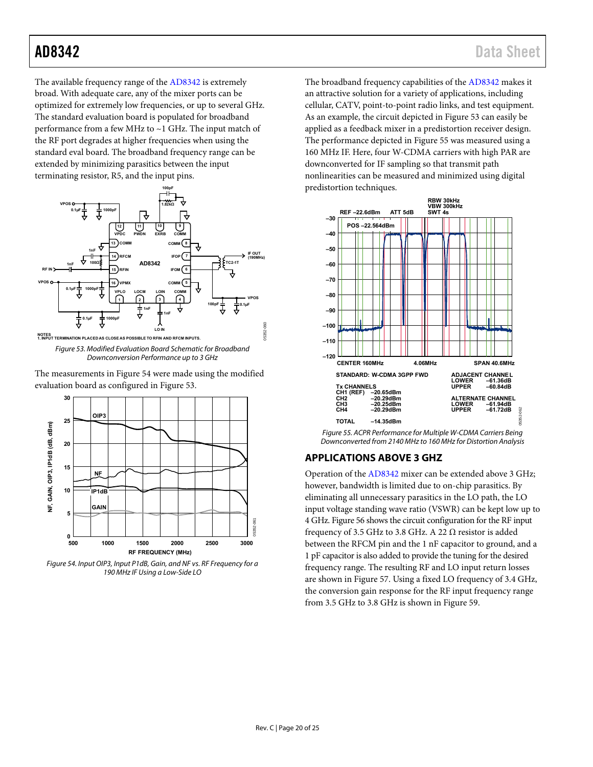The available frequency range of the AD8342 is extremely broad. With adequate care, any of the mixer ports can be optimized for extremely low frequencies, or up to several GHz. The standard evaluation board is populated for broadband performance from a few MHz to ~1 GHz. The input match of the RF port degrades at higher frequencies when using the standard eval board. The broadband frequency range can be extended by minimizing parasitics between the input terminating resistor, R5, and the input pins.

VPOS
0.1µF
1000pF
100pF
1.82kΩ
12 VPDC
11 PWDN
10 EXRB
9 COMM
13 COMM
COMM 8
1nF
14 RFCM
IFOP 7
IF OUT (190MHz)
100Ω
TC2-1T
1nF
AD8342
RF IN
15 RFIN
IFOM 6
VPOS
16 VPMX
COMM 5
0.1µF
1000pF
VPLO 1
LOCM 2
LOIN 3
COMM 4
VPOS
100pF
0.1µF
1nF
1nF
0.1µF
1000pF
LO IN
NOTES
1. INPUT TERMINATION PLACED AS CLOSE AS POSSIBLE TO RFIN AND RFCM INPUTS.
05352-060

*Figure 53. Modified Evaluation Board Schematic for Broadband Downconversion Performance up to 3 GHz*

The measurements in Figure 54 were made using the modified evaluation board as configured in Figure 53.

NF, GAIN, OIP3, IP1dB (dB, dBm)
RF FREQUENCY (MHz)
0
5
10
15
20
25
30
500
1000
1500
2000
2500
3000
OIP3
NF
IP1dB
GAIN
05352-061

*Figure 54. Input OIP3, Input P1dB, Gain, and NF vs. RF Frequency for a 190 MHz IF Using a Low-Side LO*

The broadband frequency capabilities of the AD8342 makes it an attractive solution for a variety of applications, including cellular, CATV, point-to-point radio links, and test equipment. As an example, the circuit depicted in Figure 53 can easily be applied as a feedback mixer in a predistortion receiver design. The performance depicted in Figure 55 was measured using a 160 MHz IF. Here, four W-CDMA carriers with high PAR are downconverted for IF sampling so that transmit path nonlinearities can be measured and minimized using digital predistortion techniques.

RBW 30kHz
VBW 300kHz
REF –22.6dBm
ATT 5dB
SWT 4s
POS –22.564dBm
–30
–40
–50
–60
–70
–80
–90
–100
–110
–120
CENTER 160MHz
4.06MHz
SPAN 40.6MHz
STANDARD: W-CDMA 3GPP FWD
Tx CHANNELS
CH1 (REF) –20.65dBm
CH2 –20.29dBm
CH3 –20.25dBm
CH4 –20.29dBm
TOTAL –14.35dBm
ADJACENT CHANNEL
LOWER –61.36dB
UPPER –60.84dB
ALTERNATE CHANNEL
LOWER –61.94dB
UPPER –61.72dB
05352-062

*Figure 55. ACPR Performance for Multiple W-CDMA Carriers Being Downconverted from 2140 MHz to 160 MHz for Distortion Analysis*

## APPLICATIONS ABOVE 3 GHZ

Operation of the AD8342 mixer can be extended above 3 GHz; however, bandwidth is limited due to on-chip parasitics. By eliminating all unnecessary parasitics in the LO path, the LO input voltage standing wave ratio (VSWR) can be kept low up to 4 GHz. Figure 56 shows the circuit configuration for the RF input frequency of 3.5 GHz to 3.8 GHz. A 22 Ω resistor is added between the RFCM pin and the 1 nF capacitor to ground, and a 1 pF capacitor is also added to provide the tuning for the desired frequency range. The resulting RF and LO input return losses are shown in Figure 57. Using a fixed LO frequency of 3.4 GHz, the conversion gain response for the RF input frequency range from 3.5 GHz to 3.8 GHz is shown in Figure 59.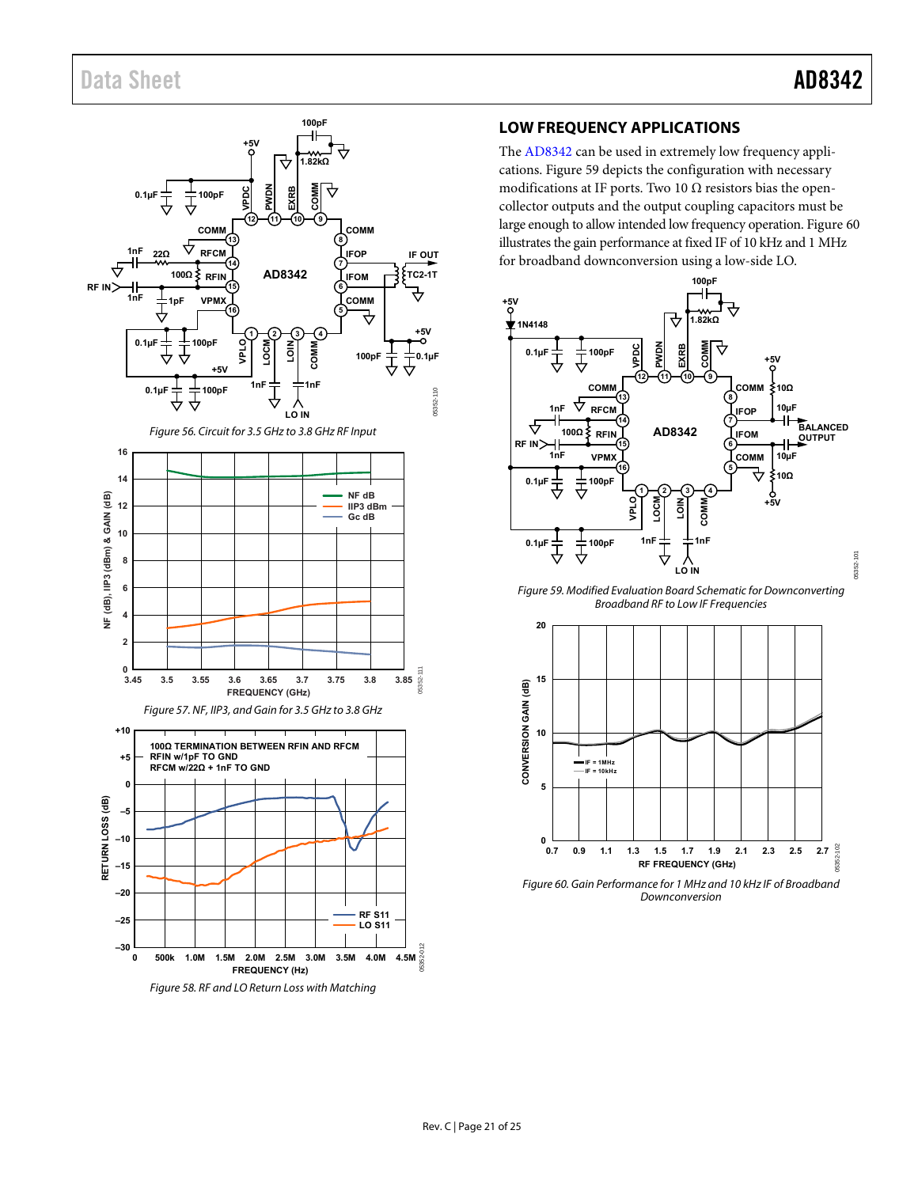Figure 56. Circuit for 3.5 GHz to 3.8 GHz RF Input

Figure 57. NF, IIP3, and Gain for 3.5 GHz to 3.8 GHz

Figure 58. RF and LO Return Loss with Matching

## LOW FREQUENCY APPLICATIONS

The AD8342 can be used in extremely low frequency applications. Figure 59 depicts the configuration with necessary modifications at IF ports. Two 10 Ω resistors bias the open-collector outputs and the output coupling capacitors must be large enough to allow intended low frequency operation. Figure 60 illustrates the gain performance at fixed IF of 10 kHz and 1 MHz for broadband downconversion using a low-side LO.

Figure 59. Modified Evaluation Board Schematic for Downconverting Broadband RF to Low IF Frequencies

Figure 60. Gain Performance for 1 MHz and 10 kHz IF of Broadband Downconversion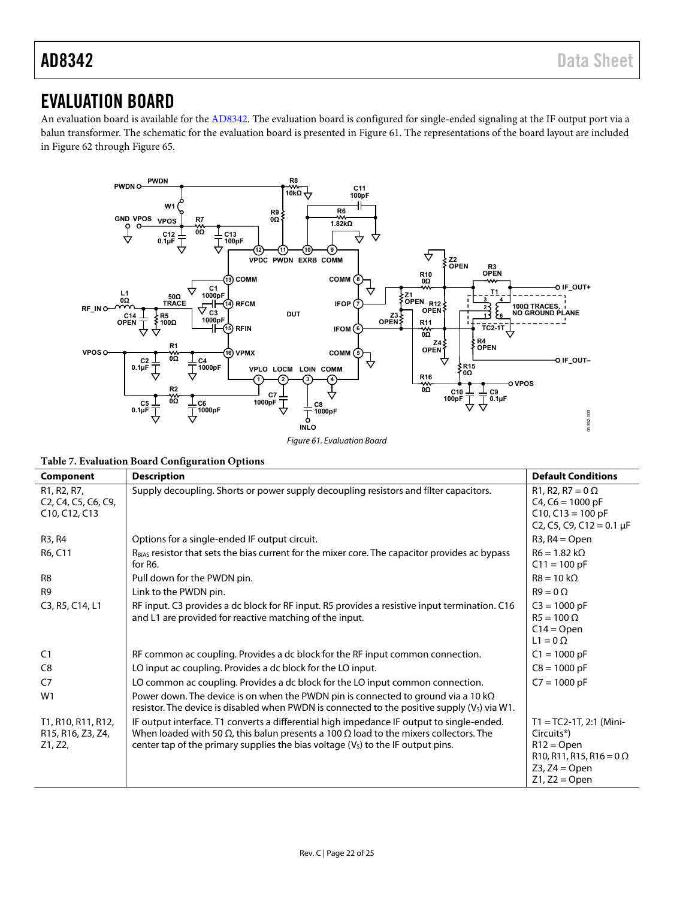# EVALUATION BOARD

An evaluation board is available for the AD8342. The evaluation board is configured for single-ended signaling at the IF output port via a balun transformer. The schematic for the evaluation board is presented in Figure 61. The representations of the board layout are included in Figure 62 through Figure 65.

PWDN
PWDN
R8
10kΩ
C11
100pF
W1
GND VPOS
VPOS
R7
0Ω
R9
0Ω
R6
1.82kΩ
C12
0.1µF
C13
100pF
12 11 10 9
VPDC PWDN EXRB COMM
13 COMM
COMM 8
Z2
OPEN
R10
0Ω
R3
OPEN
IF_OUT+
L1
0Ω
C1
1000pF
50Ω TRACE
14 RFCM
IFOP 7
Z1
OPEN
T1
3 4
2
1 6
100Ω TRACES, NO GROUND PLANE
RF_IN
C14
OPEN
R5
100Ω
C3
1000pF
DUT
R12
OPEN
15 RFIN
Z3
OPEN
IFOM 6
R11
0Ω
TC2-1T
Z4
OPEN
R4
OPEN
VPOS
R1
0Ω
16 VPMX
COMM 5
IF_OUT–
C2
0.1µF
C4
1000pF
R15
0Ω
VPLO LOCM LOIN COMM
1 2 3 4
R16
0Ω
VPOS
R2
0Ω
C7
1000pF
C10
100pF
C9
0.1µF
C5
0.1µF
C6
1000pF
C8
1000pF
INLO
05352-003

*Figure 61. Evaluation Board*

**Table 7. Evaluation Board Configuration Options**

| Component | Description | Default Conditions |
|---|---|---|
| R1, R2, R7, C2, C4, C5, C6, C9, C10, C12, C13 | Supply decoupling. Shorts or power supply decoupling resistors and filter capacitors. | R1, R2, R7 = 0 Ω<br>C4, C6 = 1000 pF<br>C10, C13 = 100 pF<br>C2, C5, C9, C12 = 0.1 µF |
| R3, R4 | Options for a single-ended IF output circuit. | R3, R4 = Open |
| R6, C11 | $R_{BIAS}$ resistor that sets the bias current for the mixer core. The capacitor provides ac bypass for R6. | R6 = 1.82 kΩ<br>C11 = 100 pF |
| R8 | Pull down for the PWDN pin. | R8 = 10 kΩ |
| R9 | Link to the PWDN pin. | R9 = 0 Ω |
| C3, R5, C14, L1 | RF input. C3 provides a dc block for RF input. R5 provides a resistive input termination. C16 and L1 are provided for reactive matching of the input. | C3 = 1000 pF<br>R5 = 100 Ω<br>C14 = Open<br>L1 = 0 Ω |
| C1 | RF common ac coupling. Provides a dc block for the RF input common connection. | C1 = 1000 pF |
| C8 | LO input ac coupling. Provides a dc block for the LO input. | C8 = 1000 pF |
| C7 | LO common ac coupling. Provides a dc block for the LO input common connection. | C7 = 1000 pF |
| W1 | Power down. The device is on when the PWDN pin is connected to ground via a 10 kΩ resistor. The device is disabled when PWDN is connected to the positive supply ($V_S$) via W1. | |
| T1, R10, R11, R12, R15, R16, Z3, Z4, Z1, Z2, | IF output interface. T1 converts a differential high impedance IF output to single-ended. When loaded with 50 Ω, this balun presents a 100 Ω load to the mixers collectors. The center tap of the primary supplies the bias voltage ($V_S$) to the IF output pins. | T1 = TC2-1T, 2:1 (Mini-Circuits®)<br>R12 = Open<br>R10, R11, R15, R16 = 0 Ω<br>Z3, Z4 = Open<br>Z1, Z2 = Open |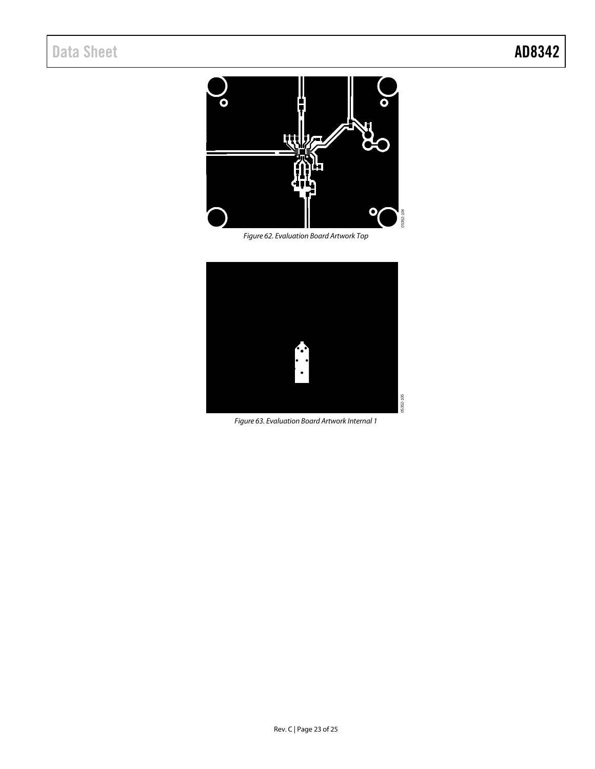Figure 62. Evaluation Board Artwork Top

Figure 63. Evaluation Board Artwork Internal 1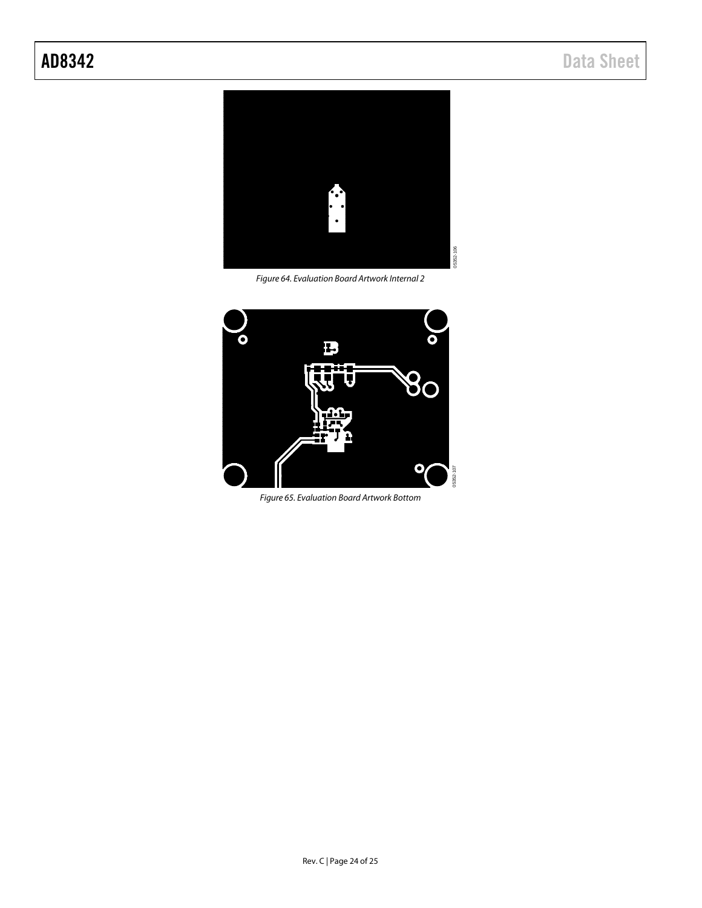05352-106

Figure 64. Evaluation Board Artwork Internal 2

05352-107

Figure 65. Evaluation Board Artwork Bottom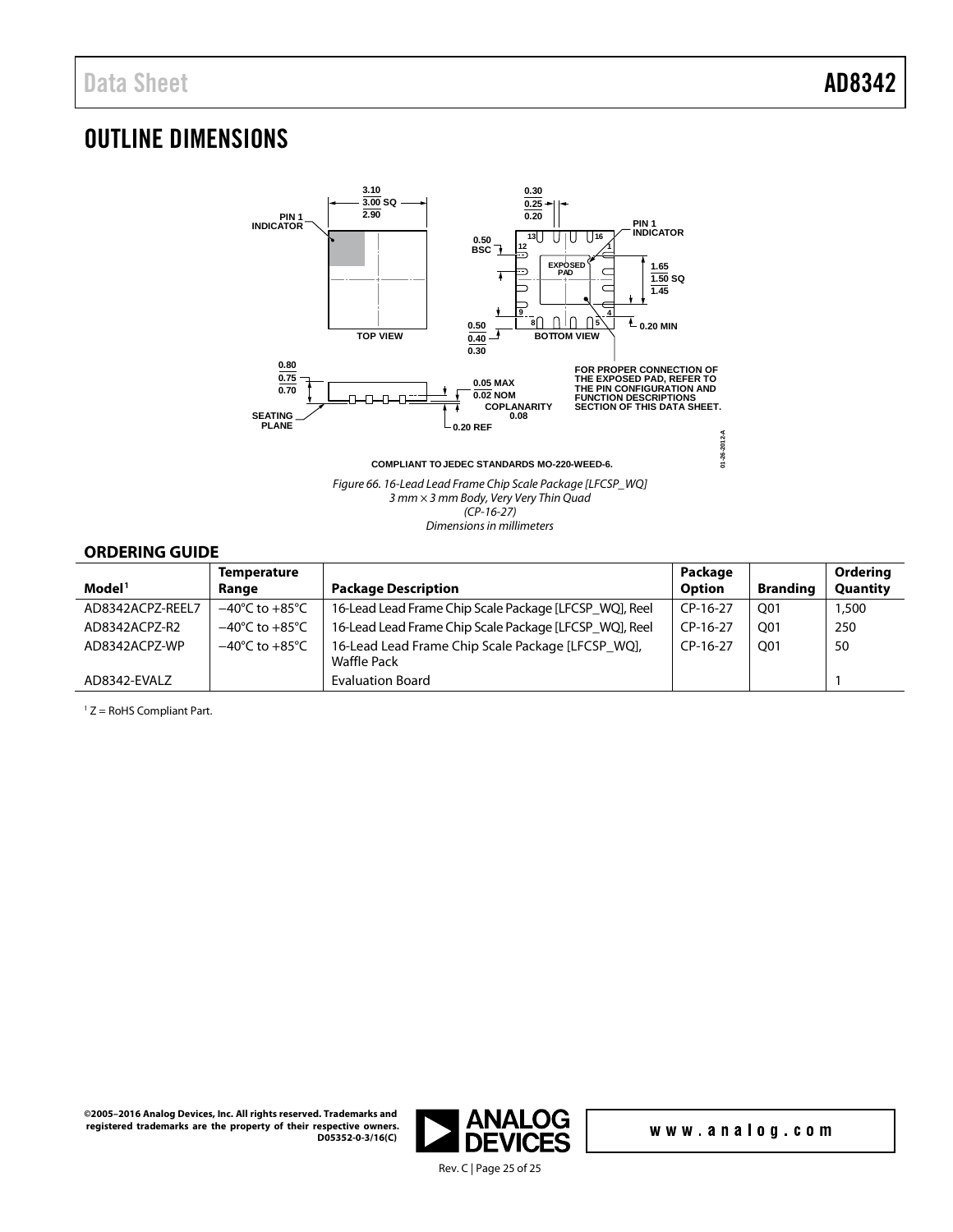# OUTLINE DIMENSIONS

3.10
3.00 SQ
2.90

PIN 1
INDICATOR

TOP VIEW

0.30
0.25
0.20

0.50
BSC

13
16
12
1
EXPOSED
PAD
9
4
8
5

PIN 1
INDICATOR

1.65
1.50 SQ
1.45

0.50
0.40
0.30

BOTTOM VIEW

0.20 MIN

0.80
0.75
0.70

SEATING
PLANE

0.05 MAX
0.02 NOM
COPLANARITY
0.08

0.20 REF

FOR PROPER CONNECTION OF THE EXPOSED PAD, REFER TO THE PIN CONFIGURATION AND FUNCTION DESCRIPTIONS SECTION OF THIS DATA SHEET.

01-26-2012-A

COMPLIANT TO JEDEC STANDARDS MO-220-WEED-6.

*Figure 66. 16-Lead Lead Frame Chip Scale Package [LFCSP_WQ]*
*3 mm × 3 mm Body, Very Very Thin Quad*
*(CP-16-27)*
*Dimensions in millimeters*

## ORDERING GUIDE

| Model[1] | Temperature Range | Package Description | Package Option | Branding | Ordering Quantity |
|---|---|---|---|---|---|
| AD8342ACPZ-REEL7 | −40°C to +85°C | 16-Lead Lead Frame Chip Scale Package [LFCSP_WQ], Reel | CP-16-27 | Q01 | 1,500 |
| AD8342ACPZ-R2 | −40°C to +85°C | 16-Lead Lead Frame Chip Scale Package [LFCSP_WQ], Reel | CP-16-27 | Q01 | 250 |
| AD8342ACPZ-WP | −40°C to +85°C | 16-Lead Lead Frame Chip Scale Package [LFCSP_WQ], Waffle Pack | CP-16-27 | Q01 | 50 |
| AD8342-EVALZ | | Evaluation Board | | | 1 |

[1] Z = RoHS Compliant Part.

©2005–2016 Analog Devices, Inc. All rights reserved. Trademarks and registered trademarks are the property of their respective owners.
D05352-0-3/16(C)